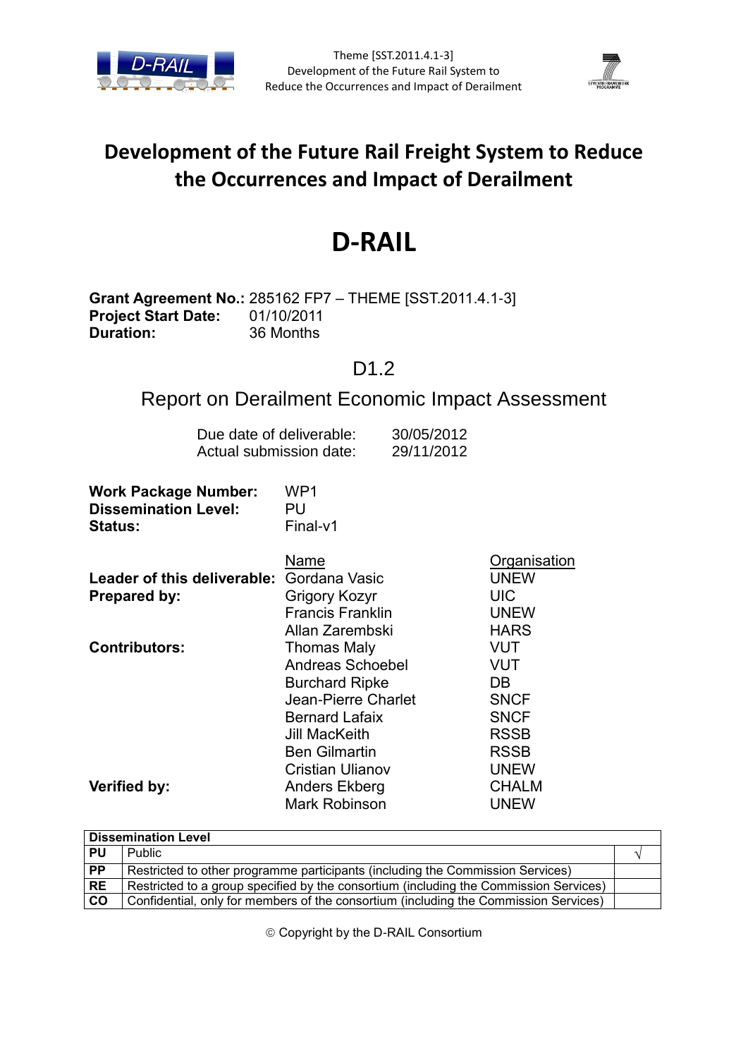Theme [SST.2011.4.1-3]
Development of the Future Rail System to
Reduce the Occurrences and Impact of Derailment

# Development of the Future Rail Freight System to Reduce the Occurrences and Impact of Derailment

# D-RAIL

**Grant Agreement No.:** 285162 FP7 – THEME [SST.2011.4.1-3]
**Project Start Date:** 01/10/2011
**Duration:** 36 Months

## D1.2

## Report on Derailment Economic Impact Assessment

Due date of deliverable: 30/05/2012
Actual submission date: 29/11/2012

**Work Package Number:** WP1
**Dissemination Level:** PU
**Status:** Final-v1

| | Name | Organisation |
|---|---|---|
| **Leader of this deliverable:** | Gordana Vasic | UNEW |
| **Prepared by:** | Grigory Kozyr | UIC |
| | Francis Franklin | UNEW |
| | Allan Zarembski | HARS |
| **Contributors:** | Thomas Maly | VUT |
| | Andreas Schoebel | VUT |
| | Burchard Ripke | DB |
| | Jean-Pierre Charlet | SNCF |
| | Bernard Lafaix | SNCF |
| | Jill MacKeith | RSSB |
| | Ben Gilmartin | RSSB |
| | Cristian Ulianov | UNEW |
| **Verified by:** | Anders Ekberg | CHALM |
| | Mark Robinson | UNEW |

| **Dissemination Level** | | |
|---|---|---|
| **PU** | Public | √ |
| **PP** | Restricted to other programme participants (including the Commission Services) | |
| **RE** | Restricted to a group specified by the consortium (including the Commission Services) | |
| **CO** | Confidential, only for members of the consortium (including the Commission Services) | |

© Copyright by the D-RAIL Consortium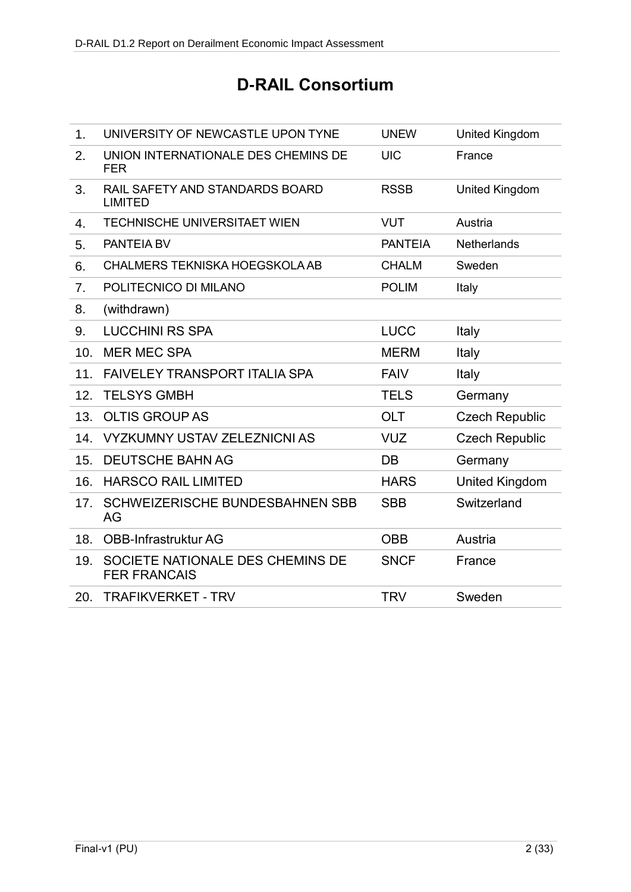# D-RAIL Consortium

| | | | |
|---|---|---|---|
| 1. | UNIVERSITY OF NEWCASTLE UPON TYNE | UNEW | United Kingdom |
| 2. | UNION INTERNATIONALE DES CHEMINS DE FER | UIC | France |
| 3. | RAIL SAFETY AND STANDARDS BOARD LIMITED | RSSB | United Kingdom |
| 4. | TECHNISCHE UNIVERSITAET WIEN | VUT | Austria |
| 5. | PANTEIA BV | PANTEIA | Netherlands |
| 6. | CHALMERS TEKNISKA HOEGSKOLA AB | CHALM | Sweden |
| 7. | POLITECNICO DI MILANO | POLIM | Italy |
| 8. | (withdrawn) | | |
| 9. | LUCCHINI RS SPA | LUCC | Italy |
| 10. | MER MEC SPA | MERM | Italy |
| 11. | FAIVELEY TRANSPORT ITALIA SPA | FAIV | Italy |
| 12. | TELSYS GMBH | TELS | Germany |
| 13. | OLTIS GROUP AS | OLT | Czech Republic |
| 14. | VYZKUMNY USTAV ZELEZNICNI AS | VUZ | Czech Republic |
| 15. | DEUTSCHE BAHN AG | DB | Germany |
| 16. | HARSCO RAIL LIMITED | HARS | United Kingdom |
| 17. | SCHWEIZERISCHE BUNDESBAHNEN SBB AG | SBB | Switzerland |
| 18. | OBB-Infrastruktur AG | OBB | Austria |
| 19. | SOCIETE NATIONALE DES CHEMINS DE FER FRANCAIS | SNCF | France |
| 20. | TRAFIKVERKET - TRV | TRV | Sweden |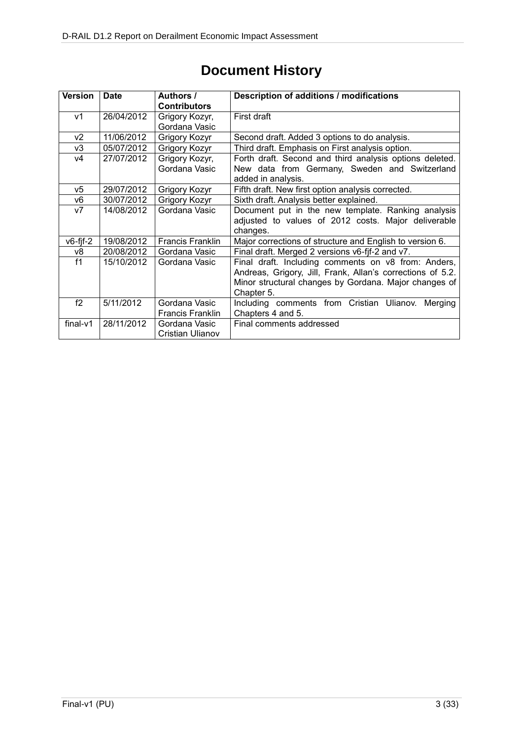# Document History

| Version | Date | Authors / Contributors | Description of additions / modifications |
|---|---|---|---|
| v1 | 26/04/2012 | Grigory Kozyr, Gordana Vasic | First draft |
| v2 | 11/06/2012 | Grigory Kozyr | Second draft. Added 3 options to do analysis. |
| v3 | 05/07/2012 | Grigory Kozyr | Third draft. Emphasis on First analysis option. |
| v4 | 27/07/2012 | Grigory Kozyr, Gordana Vasic | Forth draft. Second and third analysis options deleted. New data from Germany, Sweden and Switzerland added in analysis. |
| v5 | 29/07/2012 | Grigory Kozyr | Fifth draft. New first option analysis corrected. |
| v6 | 30/07/2012 | Grigory Kozyr | Sixth draft. Analysis better explained. |
| v7 | 14/08/2012 | Gordana Vasic | Document put in the new template. Ranking analysis adjusted to values of 2012 costs. Major deliverable changes. |
| v6-fjf-2 | 19/08/2012 | Francis Franklin | Major corrections of structure and English to version 6. |
| v8 | 20/08/2012 | Gordana Vasic | Final draft. Merged 2 versions v6-fjf-2 and v7. |
| f1 | 15/10/2012 | Gordana Vasic | Final draft. Including comments on v8 from: Anders, Andreas, Grigory, Jill, Frank, Allan's corrections of 5.2. Minor structural changes by Gordana. Major changes of Chapter 5. |
| f2 | 5/11/2012 | Gordana Vasic, Francis Franklin | Including comments from Cristian Ulianov. Merging Chapters 4 and 5. |
| final-v1 | 28/11/2012 | Gordana Vasic, Cristian Ulianov | Final comments addressed |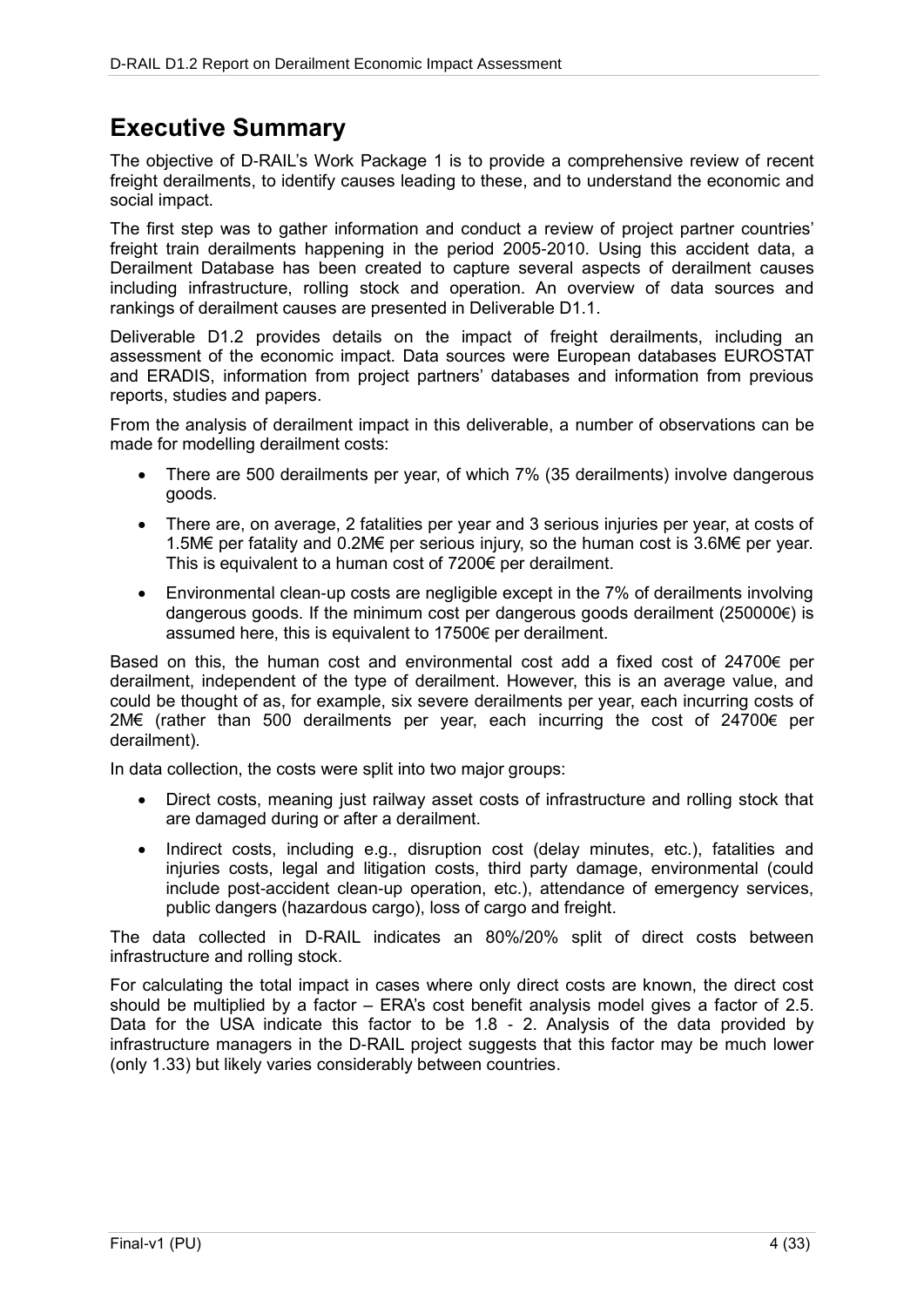# Executive Summary

The objective of D-RAIL's Work Package 1 is to provide a comprehensive review of recent freight derailments, to identify causes leading to these, and to understand the economic and social impact.

The first step was to gather information and conduct a review of project partner countries' freight train derailments happening in the period 2005-2010. Using this accident data, a Derailment Database has been created to capture several aspects of derailment causes including infrastructure, rolling stock and operation. An overview of data sources and rankings of derailment causes are presented in Deliverable D1.1.

Deliverable D1.2 provides details on the impact of freight derailments, including an assessment of the economic impact. Data sources were European databases EUROSTAT and ERADIS, information from project partners' databases and information from previous reports, studies and papers.

From the analysis of derailment impact in this deliverable, a number of observations can be made for modelling derailment costs:

- There are 500 derailments per year, of which 7% (35 derailments) involve dangerous goods.
- There are, on average, 2 fatalities per year and 3 serious injuries per year, at costs of 1.5M€ per fatality and 0.2M€ per serious injury, so the human cost is 3.6M€ per year. This is equivalent to a human cost of 7200€ per derailment.
- Environmental clean-up costs are negligible except in the 7% of derailments involving dangerous goods. If the minimum cost per dangerous goods derailment (250000€) is assumed here, this is equivalent to 17500€ per derailment.

Based on this, the human cost and environmental cost add a fixed cost of 24700€ per derailment, independent of the type of derailment. However, this is an average value, and could be thought of as, for example, six severe derailments per year, each incurring costs of 2M€ (rather than 500 derailments per year, each incurring the cost of 24700€ per derailment).

In data collection, the costs were split into two major groups:

- Direct costs, meaning just railway asset costs of infrastructure and rolling stock that are damaged during or after a derailment.
- Indirect costs, including e.g., disruption cost (delay minutes, etc.), fatalities and injuries costs, legal and litigation costs, third party damage, environmental (could include post-accident clean-up operation, etc.), attendance of emergency services, public dangers (hazardous cargo), loss of cargo and freight.

The data collected in D-RAIL indicates an 80%/20% split of direct costs between infrastructure and rolling stock.

For calculating the total impact in cases where only direct costs are known, the direct cost should be multiplied by a factor – ERA's cost benefit analysis model gives a factor of 2.5. Data for the USA indicate this factor to be 1.8 - 2. Analysis of the data provided by infrastructure managers in the D-RAIL project suggests that this factor may be much lower (only 1.33) but likely varies considerably between countries.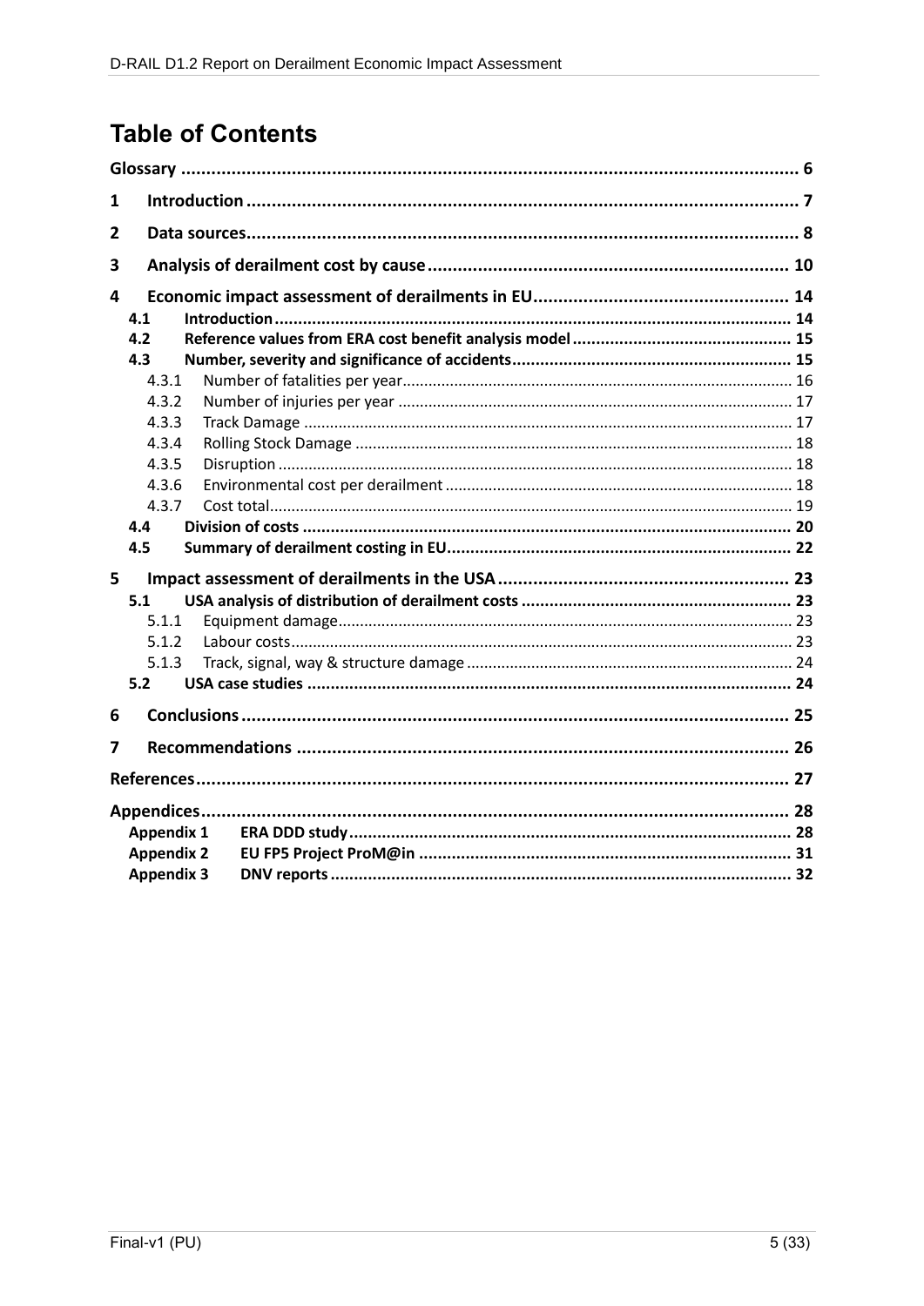# Table of Contents

Glossary ........................................................................................................................ 6

1 Introduction ........................................................................................................... 7

2 Data sources........................................................................................................... 8

3 Analysis of derailment cost by cause ..................................................................... 10

4 Economic impact assessment of derailments in EU .................................................. 14

- 4.1 Introduction ........................................................................................................ 14
- 4.2 Reference values from ERA cost benefit analysis model ........................................... 15
- 4.3 Number, severity and significance of accidents ........................................................ 15
  - 4.3.1 Number of fatalities per year ............................................................................ 16
  - 4.3.2 Number of injuries per year .............................................................................. 17
  - 4.3.3 Track Damage ................................................................................................. 17
  - 4.3.4 Rolling Stock Damage ..................................................................................... 18
  - 4.3.5 Disruption ....................................................................................................... 18
  - 4.3.6 Environmental cost per derailment .................................................................... 18
  - 4.3.7 Cost total ......................................................................................................... 19
- 4.4 Division of costs ................................................................................................... 20
- 4.5 Summary of derailment costing in EU ...................................................................... 22

5 Impact assessment of derailments in the USA ........................................................... 23

- 5.1 USA analysis of distribution of derailment costs ....................................................... 23
  - 5.1.1 Equipment damage ........................................................................................... 23
  - 5.1.2 Labour costs ..................................................................................................... 23
  - 5.1.3 Track, signal, way & structure damage ............................................................... 24
- 5.2 USA case studies ................................................................................................... 24

6 Conclusions ............................................................................................................. 25

7 Recommendations .................................................................................................. 26

References ................................................................................................................... 27

Appendices ................................................................................................................... 28

- Appendix 1 ERA DDD study ........................................................................................ 28
- Appendix 2 EU FP5 Project ProM@in ........................................................................... 31
- Appendix 3 DNV reports ............................................................................................. 32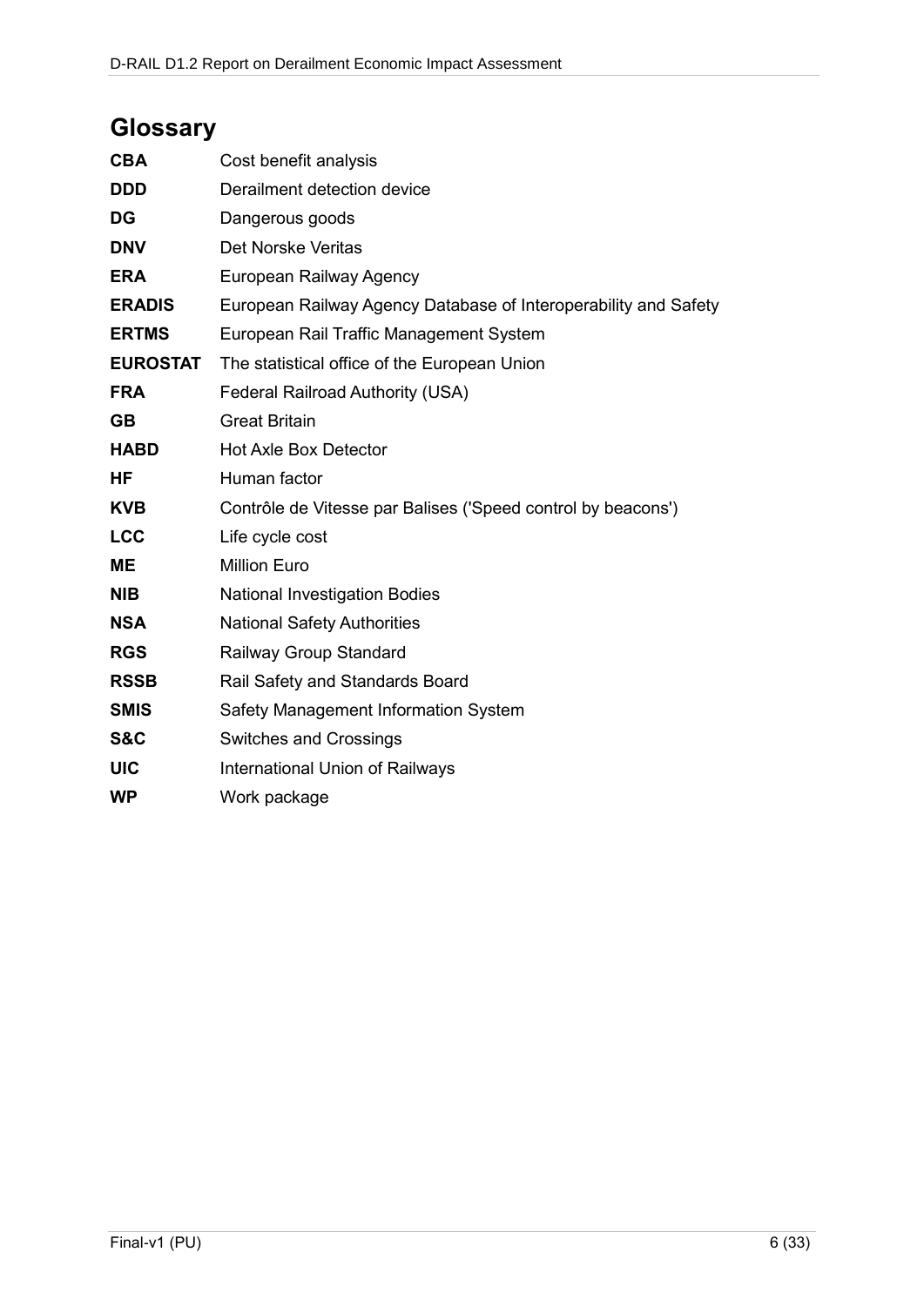## Glossary

| | |
|---|---|
| **CBA** | Cost benefit analysis |
| **DDD** | Derailment detection device |
| **DG** | Dangerous goods |
| **DNV** | Det Norske Veritas |
| **ERA** | European Railway Agency |
| **ERADIS** | European Railway Agency Database of Interoperability and Safety |
| **ERTMS** | European Rail Traffic Management System |
| **EUROSTAT** | The statistical office of the European Union |
| **FRA** | Federal Railroad Authority (USA) |
| **GB** | Great Britain |
| **HABD** | Hot Axle Box Detector |
| **HF** | Human factor |
| **KVB** | Contrôle de Vitesse par Balises ('Speed control by beacons') |
| **LCC** | Life cycle cost |
| **ME** | Million Euro |
| **NIB** | National Investigation Bodies |
| **NSA** | National Safety Authorities |
| **RGS** | Railway Group Standard |
| **RSSB** | Rail Safety and Standards Board |
| **SMIS** | Safety Management Information System |
| **S&C** | Switches and Crossings |
| **UIC** | International Union of Railways |
| **WP** | Work package |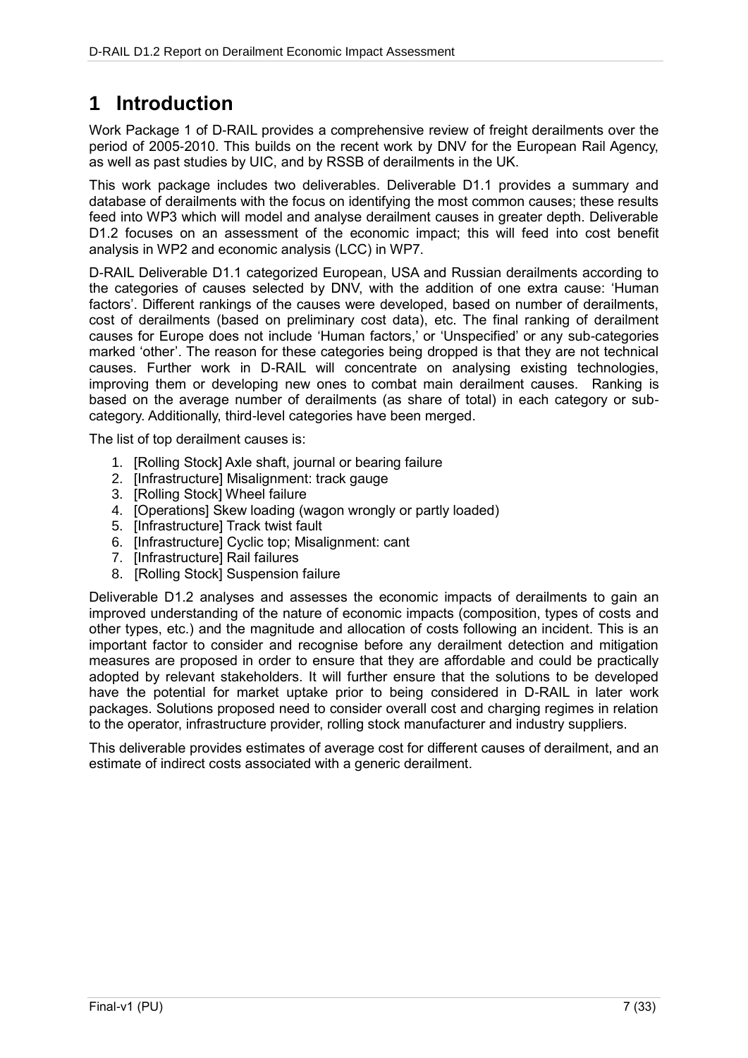# 1 Introduction

Work Package 1 of D-RAIL provides a comprehensive review of freight derailments over the period of 2005-2010. This builds on the recent work by DNV for the European Rail Agency, as well as past studies by UIC, and by RSSB of derailments in the UK.

This work package includes two deliverables. Deliverable D1.1 provides a summary and database of derailments with the focus on identifying the most common causes; these results feed into WP3 which will model and analyse derailment causes in greater depth. Deliverable D1.2 focuses on an assessment of the economic impact; this will feed into cost benefit analysis in WP2 and economic analysis (LCC) in WP7.

D-RAIL Deliverable D1.1 categorized European, USA and Russian derailments according to the categories of causes selected by DNV, with the addition of one extra cause: 'Human factors'. Different rankings of the causes were developed, based on number of derailments, cost of derailments (based on preliminary cost data), etc. The final ranking of derailment causes for Europe does not include 'Human factors,' or 'Unspecified' or any sub-categories marked 'other'. The reason for these categories being dropped is that they are not technical causes. Further work in D-RAIL will concentrate on analysing existing technologies, improving them or developing new ones to combat main derailment causes. Ranking is based on the average number of derailments (as share of total) in each category or sub-category. Additionally, third-level categories have been merged.

The list of top derailment causes is:

1. [Rolling Stock] Axle shaft, journal or bearing failure
2. [Infrastructure] Misalignment: track gauge
3. [Rolling Stock] Wheel failure
4. [Operations] Skew loading (wagon wrongly or partly loaded)
5. [Infrastructure] Track twist fault
6. [Infrastructure] Cyclic top; Misalignment: cant
7. [Infrastructure] Rail failures
8. [Rolling Stock] Suspension failure

Deliverable D1.2 analyses and assesses the economic impacts of derailments to gain an improved understanding of the nature of economic impacts (composition, types of costs and other types, etc.) and the magnitude and allocation of costs following an incident. This is an important factor to consider and recognise before any derailment detection and mitigation measures are proposed in order to ensure that they are affordable and could be practically adopted by relevant stakeholders. It will further ensure that the solutions to be developed have the potential for market uptake prior to being considered in D-RAIL in later work packages. Solutions proposed need to consider overall cost and charging regimes in relation to the operator, infrastructure provider, rolling stock manufacturer and industry suppliers.

This deliverable provides estimates of average cost for different causes of derailment, and an estimate of indirect costs associated with a generic derailment.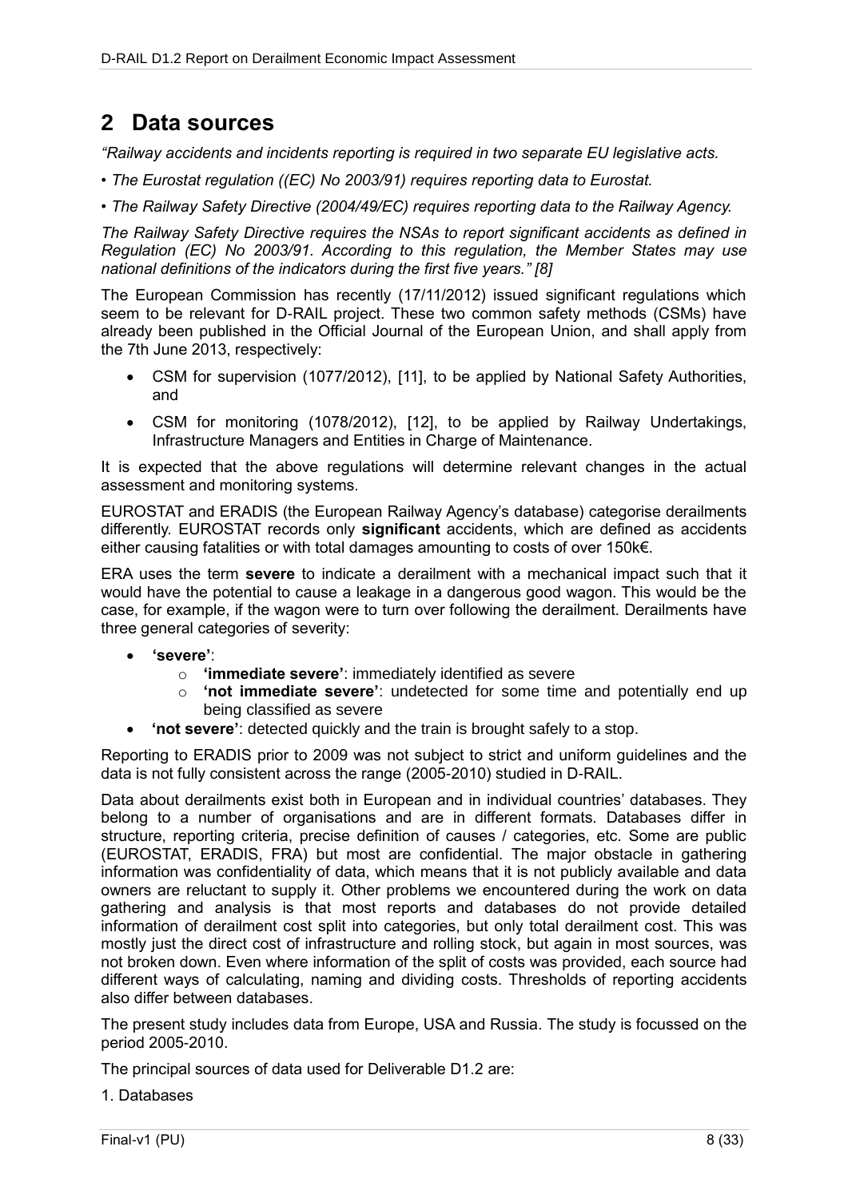# 2 Data sources

*"Railway accidents and incidents reporting is required in two separate EU legislative acts.*

*• The Eurostat regulation ((EC) No 2003/91) requires reporting data to Eurostat.*

*• The Railway Safety Directive (2004/49/EC) requires reporting data to the Railway Agency.*

*The Railway Safety Directive requires the NSAs to report significant accidents as defined in Regulation (EC) No 2003/91. According to this regulation, the Member States may use national definitions of the indicators during the first five years." [8]*

The European Commission has recently (17/11/2012) issued significant regulations which seem to be relevant for D-RAIL project. These two common safety methods (CSMs) have already been published in the Official Journal of the European Union, and shall apply from the 7th June 2013, respectively:

- CSM for supervision (1077/2012), [11], to be applied by National Safety Authorities, and
- CSM for monitoring (1078/2012), [12], to be applied by Railway Undertakings, Infrastructure Managers and Entities in Charge of Maintenance.

It is expected that the above regulations will determine relevant changes in the actual assessment and monitoring systems.

EUROSTAT and ERADIS (the European Railway Agency's database) categorise derailments differently. EUROSTAT records only **significant** accidents, which are defined as accidents either causing fatalities or with total damages amounting to costs of over 150k€.

ERA uses the term **severe** to indicate a derailment with a mechanical impact such that it would have the potential to cause a leakage in a dangerous good wagon. This would be the case, for example, if the wagon were to turn over following the derailment. Derailments have three general categories of severity:

- **'severe'**:
  - **'immediate severe'**: immediately identified as severe
  - **'not immediate severe'**: undetected for some time and potentially end up being classified as severe
- **'not severe'**: detected quickly and the train is brought safely to a stop.

Reporting to ERADIS prior to 2009 was not subject to strict and uniform guidelines and the data is not fully consistent across the range (2005-2010) studied in D-RAIL.

Data about derailments exist both in European and in individual countries' databases. They belong to a number of organisations and are in different formats. Databases differ in structure, reporting criteria, precise definition of causes / categories, etc. Some are public (EUROSTAT, ERADIS, FRA) but most are confidential. The major obstacle in gathering information was confidentiality of data, which means that it is not publicly available and data owners are reluctant to supply it. Other problems we encountered during the work on data gathering and analysis is that most reports and databases do not provide detailed information of derailment cost split into categories, but only total derailment cost. This was mostly just the direct cost of infrastructure and rolling stock, but again in most sources, was not broken down. Even where information of the split of costs was provided, each source had different ways of calculating, naming and dividing costs. Thresholds of reporting accidents also differ between databases.

The present study includes data from Europe, USA and Russia. The study is focussed on the period 2005-2010.

The principal sources of data used for Deliverable D1.2 are:

1. Databases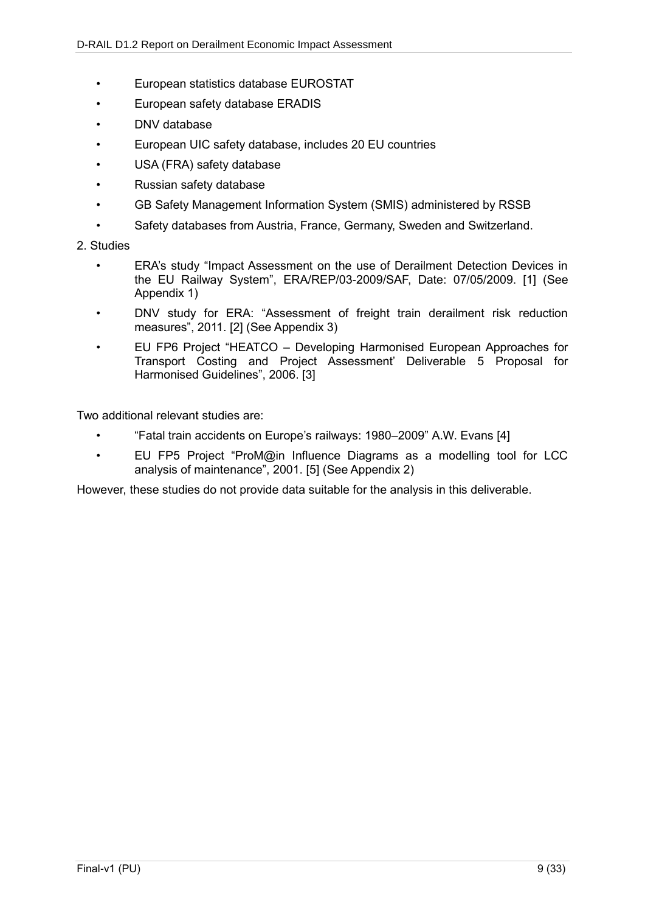- European statistics database EUROSTAT
- European safety database ERADIS
- DNV database
- European UIC safety database, includes 20 EU countries
- USA (FRA) safety database
- Russian safety database
- GB Safety Management Information System (SMIS) administered by RSSB
- Safety databases from Austria, France, Germany, Sweden and Switzerland.

2. Studies

- ERA's study "Impact Assessment on the use of Derailment Detection Devices in the EU Railway System", ERA/REP/03-2009/SAF, Date: 07/05/2009. [1] (See Appendix 1)
- DNV study for ERA: "Assessment of freight train derailment risk reduction measures", 2011. [2] (See Appendix 3)
- EU FP6 Project "HEATCO – Developing Harmonised European Approaches for Transport Costing and Project Assessment' Deliverable 5 Proposal for Harmonised Guidelines", 2006. [3]

Two additional relevant studies are:

- "Fatal train accidents on Europe's railways: 1980–2009" A.W. Evans [4]
- EU FP5 Project "ProM@in Influence Diagrams as a modelling tool for LCC analysis of maintenance", 2001. [5] (See Appendix 2)

However, these studies do not provide data suitable for the analysis in this deliverable.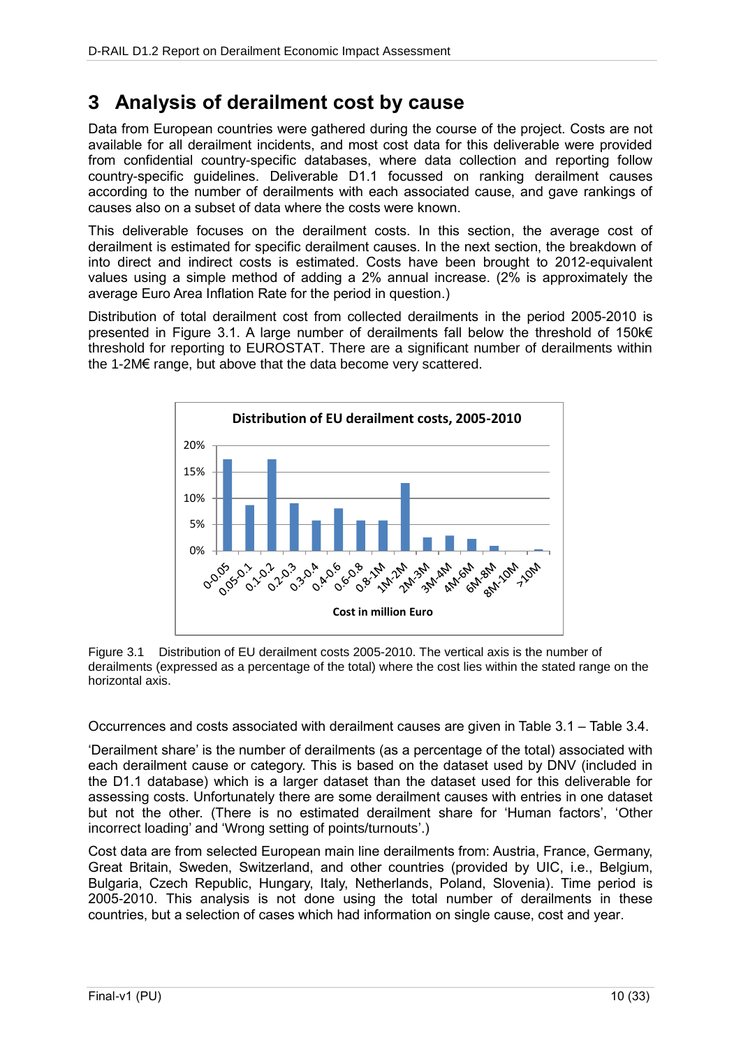# 3 Analysis of derailment cost by cause

Data from European countries were gathered during the course of the project. Costs are not available for all derailment incidents, and most cost data for this deliverable were provided from confidential country-specific databases, where data collection and reporting follow country-specific guidelines. Deliverable D1.1 focussed on ranking derailment causes according to the number of derailments with each associated cause, and gave rankings of causes also on a subset of data where the costs were known.

This deliverable focuses on the derailment costs. In this section, the average cost of derailment is estimated for specific derailment causes. In the next section, the breakdown of into direct and indirect costs is estimated. Costs have been brought to 2012-equivalent values using a simple method of adding a 2% annual increase. (2% is approximately the average Euro Area Inflation Rate for the period in question.)

Distribution of total derailment cost from collected derailments in the period 2005-2010 is presented in Figure 3.1. A large number of derailments fall below the threshold of 150k€ threshold for reporting to EUROSTAT. There are a significant number of derailments within the 1-2M€ range, but above that the data become very scattered.

Figure 3.1 Distribution of EU derailment costs 2005-2010. The vertical axis is the number of derailments (expressed as a percentage of the total) where the cost lies within the stated range on the horizontal axis.

Occurrences and costs associated with derailment causes are given in Table 3.1 – Table 3.4.

'Derailment share' is the number of derailments (as a percentage of the total) associated with each derailment cause or category. This is based on the dataset used by DNV (included in the D1.1 database) which is a larger dataset than the dataset used for this deliverable for assessing costs. Unfortunately there are some derailment causes with entries in one dataset but not the other. (There is no estimated derailment share for 'Human factors', 'Other incorrect loading' and 'Wrong setting of points/turnouts'.)

Cost data are from selected European main line derailments from: Austria, France, Germany, Great Britain, Sweden, Switzerland, and other countries (provided by UIC, i.e., Belgium, Bulgaria, Czech Republic, Hungary, Italy, Netherlands, Poland, Slovenia). Time period is 2005-2010. This analysis is not done using the total number of derailments in these countries, but a selection of cases which had information on single cause, cost and year.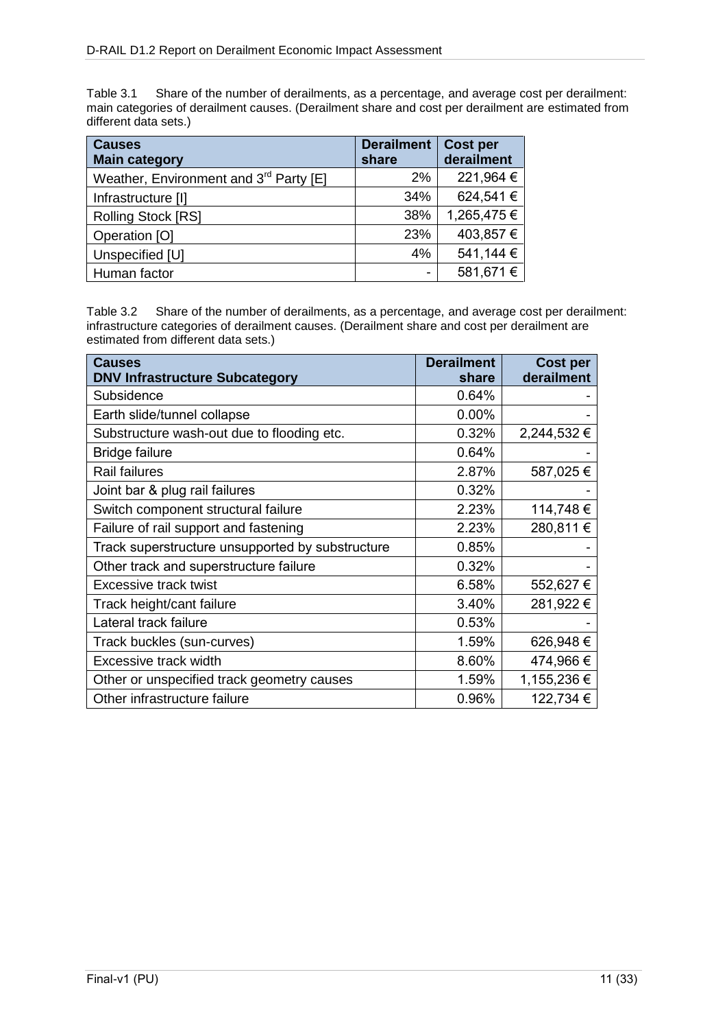Table 3.1 Share of the number of derailments, as a percentage, and average cost per derailment: main categories of derailment causes. (Derailment share and cost per derailment are estimated from different data sets.)

| Causes<br>Main category | Derailment share | Cost per derailment |
|---|---:|---:|
| Weather, Environment and 3rd Party [E] | 2% | 221,964 € |
| Infrastructure [I] | 34% | 624,541 € |
| Rolling Stock [RS] | 38% | 1,265,475 € |
| Operation [O] | 23% | 403,857 € |
| Unspecified [U] | 4% | 541,144 € |
| Human factor | - | 581,671 € |

Table 3.2 Share of the number of derailments, as a percentage, and average cost per derailment: infrastructure categories of derailment causes. (Derailment share and cost per derailment are estimated from different data sets.)

| Causes<br>DNV Infrastructure Subcategory | Derailment share | Cost per derailment |
|---|---:|---:|
| Subsidence | 0.64% | - |
| Earth slide/tunnel collapse | 0.00% | - |
| Substructure wash-out due to flooding etc. | 0.32% | 2,244,532 € |
| Bridge failure | 0.64% | - |
| Rail failures | 2.87% | 587,025 € |
| Joint bar & plug rail failures | 0.32% | - |
| Switch component structural failure | 2.23% | 114,748 € |
| Failure of rail support and fastening | 2.23% | 280,811 € |
| Track superstructure unsupported by substructure | 0.85% | - |
| Other track and superstructure failure | 0.32% | - |
| Excessive track twist | 6.58% | 552,627 € |
| Track height/cant failure | 3.40% | 281,922 € |
| Lateral track failure | 0.53% | - |
| Track buckles (sun-curves) | 1.59% | 626,948 € |
| Excessive track width | 8.60% | 474,966 € |
| Other or unspecified track geometry causes | 1.59% | 1,155,236 € |
| Other infrastructure failure | 0.96% | 122,734 € |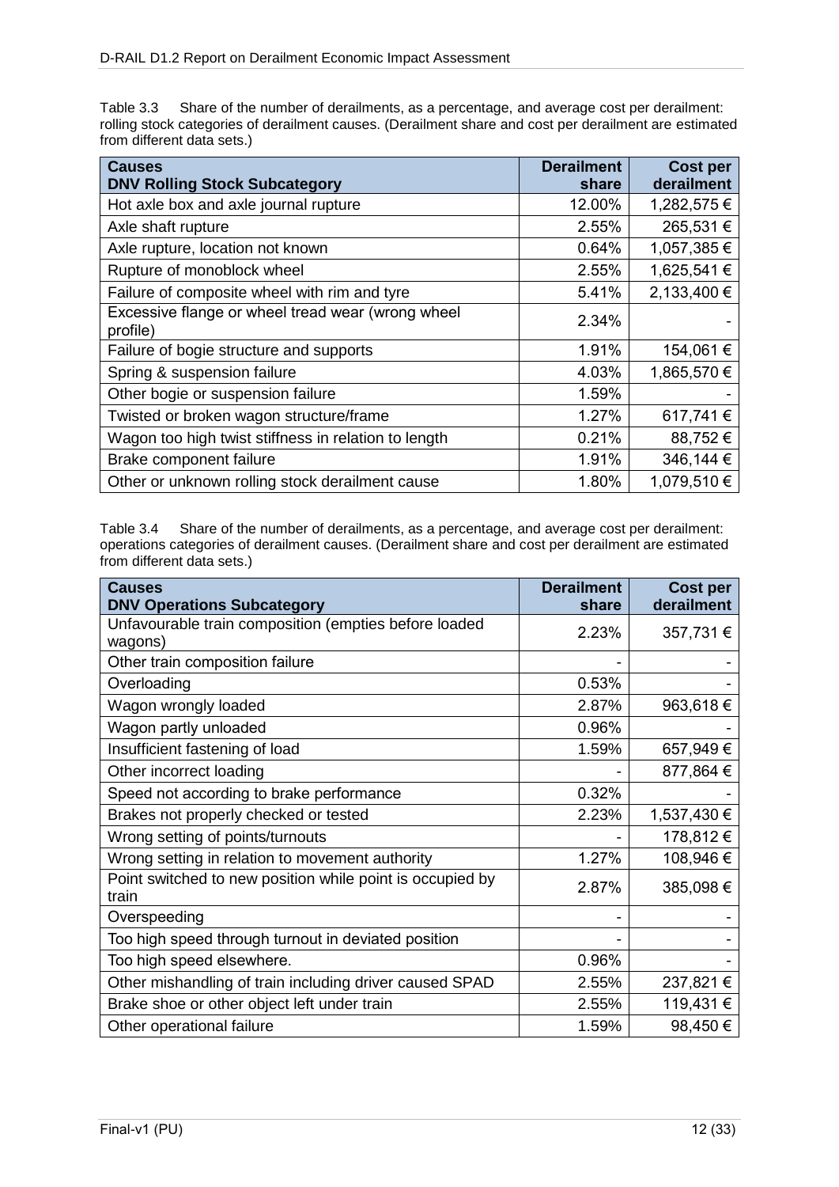Table 3.3 Share of the number of derailments, as a percentage, and average cost per derailment: rolling stock categories of derailment causes. (Derailment share and cost per derailment are estimated from different data sets.)

| Causes<br>DNV Rolling Stock Subcategory | Derailment share | Cost per derailment |
|---|---|---|
| Hot axle box and axle journal rupture | 12.00% | 1,282,575 € |
| Axle shaft rupture | 2.55% | 265,531 € |
| Axle rupture, location not known | 0.64% | 1,057,385 € |
| Rupture of monoblock wheel | 2.55% | 1,625,541 € |
| Failure of composite wheel with rim and tyre | 5.41% | 2,133,400 € |
| Excessive flange or wheel tread wear (wrong wheel profile) | 2.34% | - |
| Failure of bogie structure and supports | 1.91% | 154,061 € |
| Spring & suspension failure | 4.03% | 1,865,570 € |
| Other bogie or suspension failure | 1.59% | - |
| Twisted or broken wagon structure/frame | 1.27% | 617,741 € |
| Wagon too high twist stiffness in relation to length | 0.21% | 88,752 € |
| Brake component failure | 1.91% | 346,144 € |
| Other or unknown rolling stock derailment cause | 1.80% | 1,079,510 € |

Table 3.4 Share of the number of derailments, as a percentage, and average cost per derailment: operations categories of derailment causes. (Derailment share and cost per derailment are estimated from different data sets.)

| Causes<br>DNV Operations Subcategory | Derailment share | Cost per derailment |
|---|---|---|
| Unfavourable train composition (empties before loaded wagons) | 2.23% | 357,731 € |
| Other train composition failure | - | - |
| Overloading | 0.53% | - |
| Wagon wrongly loaded | 2.87% | 963,618 € |
| Wagon partly unloaded | 0.96% | - |
| Insufficient fastening of load | 1.59% | 657,949 € |
| Other incorrect loading | - | 877,864 € |
| Speed not according to brake performance | 0.32% | - |
| Brakes not properly checked or tested | 2.23% | 1,537,430 € |
| Wrong setting of points/turnouts | - | 178,812 € |
| Wrong setting in relation to movement authority | 1.27% | 108,946 € |
| Point switched to new position while point is occupied by train | 2.87% | 385,098 € |
| Overspeeding | - | - |
| Too high speed through turnout in deviated position | - | - |
| Too high speed elsewhere. | 0.96% | - |
| Other mishandling of train including driver caused SPAD | 2.55% | 237,821 € |
| Brake shoe or other object left under train | 2.55% | 119,431 € |
| Other operational failure | 1.59% | 98,450 € |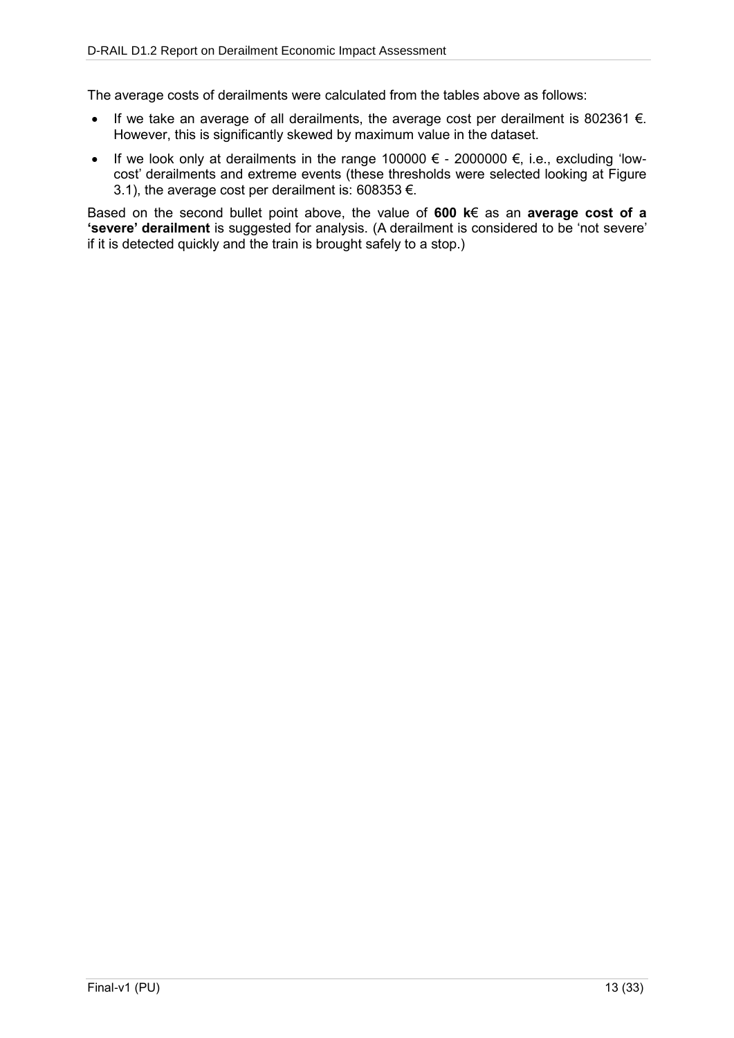The average costs of derailments were calculated from the tables above as follows:

- If we take an average of all derailments, the average cost per derailment is 802361 €. However, this is significantly skewed by maximum value in the dataset.
- If we look only at derailments in the range 100000 € - 2000000 €, i.e., excluding 'low-cost' derailments and extreme events (these thresholds were selected looking at Figure 3.1), the average cost per derailment is: 608353 €.

Based on the second bullet point above, the value of **600 k€** as an **average cost of a 'severe' derailment** is suggested for analysis. (A derailment is considered to be 'not severe' if it is detected quickly and the train is brought safely to a stop.)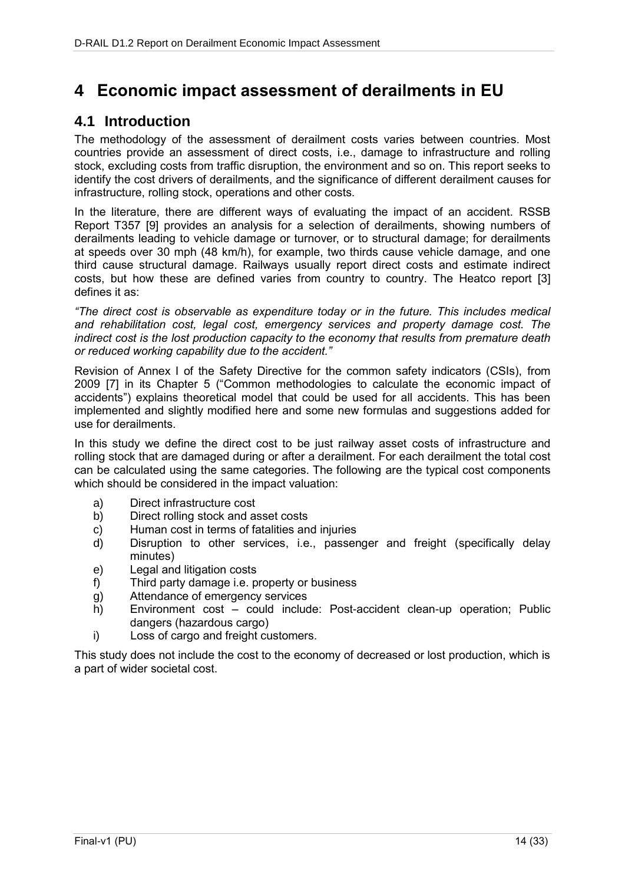# 4 Economic impact assessment of derailments in EU

## 4.1 Introduction

The methodology of the assessment of derailment costs varies between countries. Most countries provide an assessment of direct costs, i.e., damage to infrastructure and rolling stock, excluding costs from traffic disruption, the environment and so on. This report seeks to identify the cost drivers of derailments, and the significance of different derailment causes for infrastructure, rolling stock, operations and other costs.

In the literature, there are different ways of evaluating the impact of an accident. RSSB Report T357 [9] provides an analysis for a selection of derailments, showing numbers of derailments leading to vehicle damage or turnover, or to structural damage; for derailments at speeds over 30 mph (48 km/h), for example, two thirds cause vehicle damage, and one third cause structural damage. Railways usually report direct costs and estimate indirect costs, but how these are defined varies from country to country. The Heatco report [3] defines it as:

*"The direct cost is observable as expenditure today or in the future. This includes medical and rehabilitation cost, legal cost, emergency services and property damage cost. The indirect cost is the lost production capacity to the economy that results from premature death or reduced working capability due to the accident."*

Revision of Annex I of the Safety Directive for the common safety indicators (CSIs), from 2009 [7] in its Chapter 5 ("Common methodologies to calculate the economic impact of accidents") explains theoretical model that could be used for all accidents. This has been implemented and slightly modified here and some new formulas and suggestions added for use for derailments.

In this study we define the direct cost to be just railway asset costs of infrastructure and rolling stock that are damaged during or after a derailment. For each derailment the total cost can be calculated using the same categories. The following are the typical cost components which should be considered in the impact valuation:

a) Direct infrastructure cost
b) Direct rolling stock and asset costs
c) Human cost in terms of fatalities and injuries
d) Disruption to other services, i.e., passenger and freight (specifically delay minutes)
e) Legal and litigation costs
f) Third party damage i.e. property or business
g) Attendance of emergency services
h) Environment cost – could include: Post-accident clean-up operation; Public dangers (hazardous cargo)
i) Loss of cargo and freight customers.

This study does not include the cost to the economy of decreased or lost production, which is a part of wider societal cost.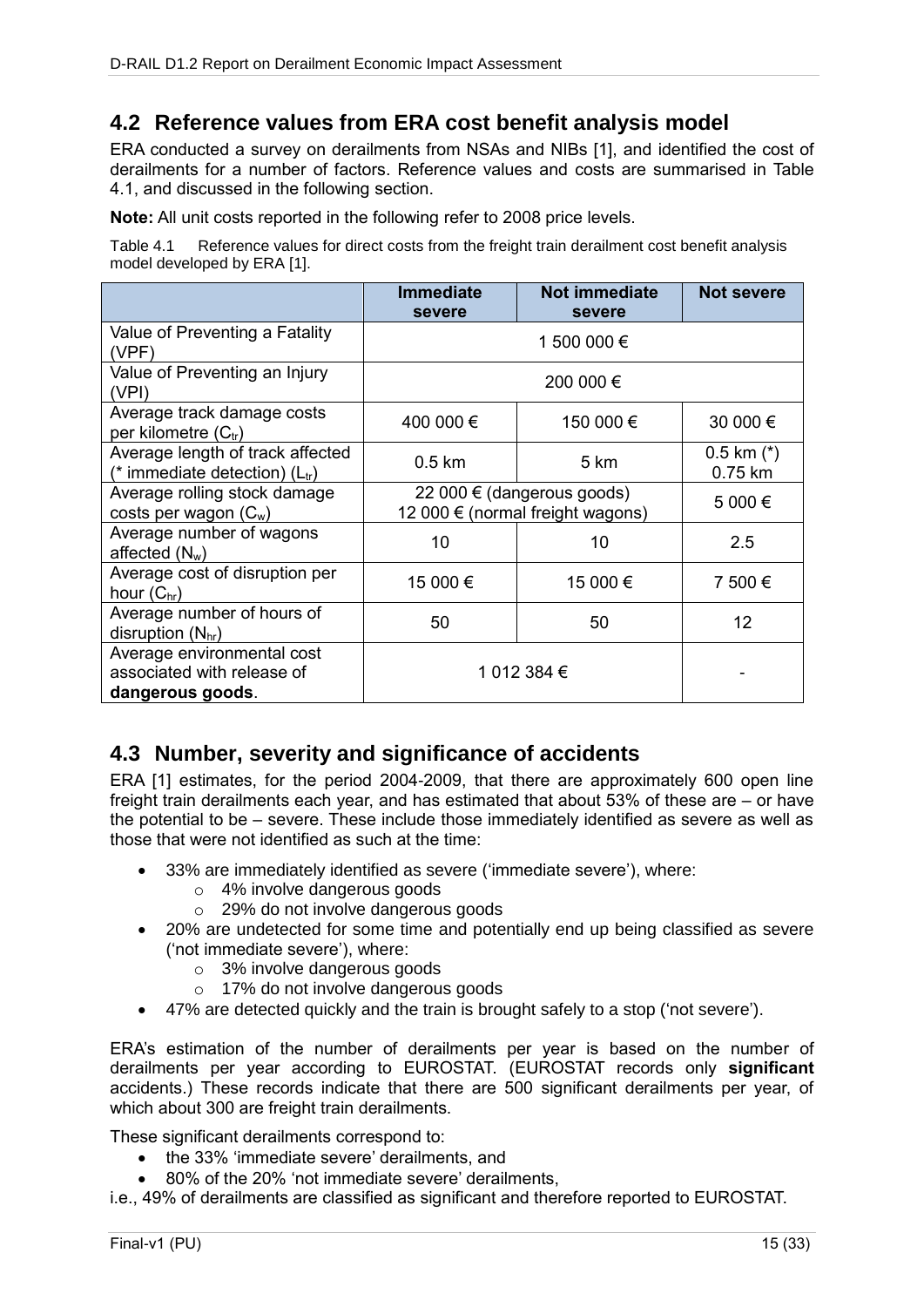## 4.2 Reference values from ERA cost benefit analysis model

ERA conducted a survey on derailments from NSAs and NIBs [1], and identified the cost of derailments for a number of factors. Reference values and costs are summarised in Table 4.1, and discussed in the following section.

**Note:** All unit costs reported in the following refer to 2008 price levels.

Table 4.1 Reference values for direct costs from the freight train derailment cost benefit analysis model developed by ERA [1].

| | Immediate severe | Not immediate severe | Not severe |
|---|---|---|---|
| Value of Preventing a Fatality (VPF) | 1 500 000 € | | |
| Value of Preventing an Injury (VPI) | 200 000 € | | |
| Average track damage costs per kilometre ($C_{tr}$) | 400 000 € | 150 000 € | 30 000 € |
| Average length of track affected (* immediate detection) ($L_{tr}$) | 0.5 km | 5 km | 0.5 km (*) 0.75 km |
| Average rolling stock damage costs per wagon ($C_w$) | 22 000 € (dangerous goods) 12 000 € (normal freight wagons) | | 5 000 € |
| Average number of wagons affected ($N_w$) | 10 | 10 | 2.5 |
| Average cost of disruption per hour ($C_{hr}$) | 15 000 € | 15 000 € | 7 500 € |
| Average number of hours of disruption ($N_{hr}$) | 50 | 50 | 12 |
| Average environmental cost associated with release of **dangerous goods**. | 1 012 384 € | | - |

## 4.3 Number, severity and significance of accidents

ERA [1] estimates, for the period 2004-2009, that there are approximately 600 open line freight train derailments each year, and has estimated that about 53% of these are – or have the potential to be – severe. These include those immediately identified as severe as well as those that were not identified as such at the time:

- 33% are immediately identified as severe ('immediate severe'), where:
  - 4% involve dangerous goods
  - 29% do not involve dangerous goods
- 20% are undetected for some time and potentially end up being classified as severe ('not immediate severe'), where:
  - 3% involve dangerous goods
  - 17% do not involve dangerous goods
- 47% are detected quickly and the train is brought safely to a stop ('not severe').

ERA's estimation of the number of derailments per year is based on the number of derailments per year according to EUROSTAT. (EUROSTAT records only **significant** accidents.) These records indicate that there are 500 significant derailments per year, of which about 300 are freight train derailments.

These significant derailments correspond to:

- the 33% 'immediate severe' derailments, and
- 80% of the 20% 'not immediate severe' derailments,

i.e., 49% of derailments are classified as significant and therefore reported to EUROSTAT.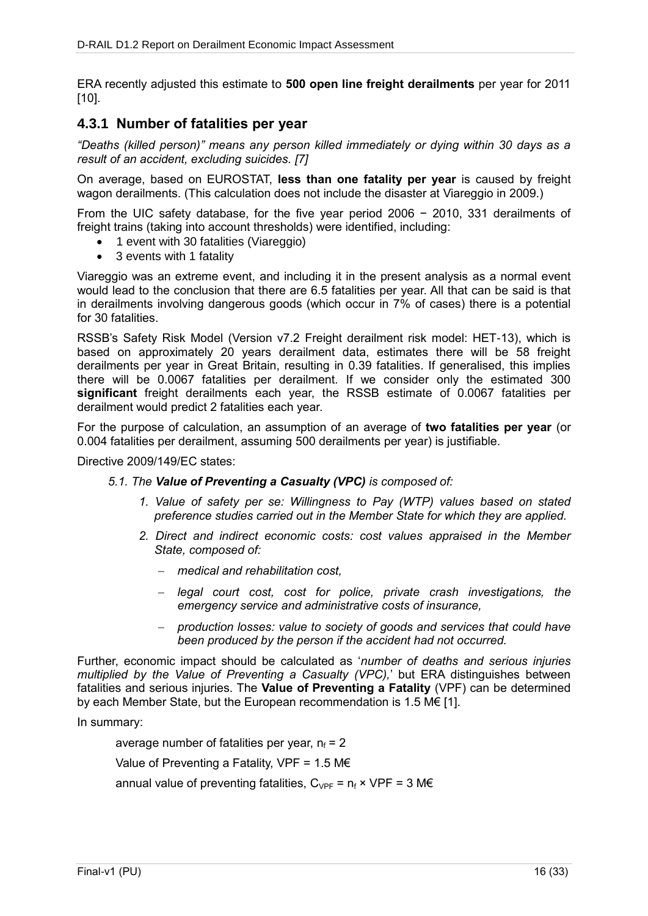ERA recently adjusted this estimate to **500 open line freight derailments** per year for 2011 [10].

### 4.3.1 Number of fatalities per year

*"Deaths (killed person)" means any person killed immediately or dying within 30 days as a result of an accident, excluding suicides. [7]*

On average, based on EUROSTAT, **less than one fatality per year** is caused by freight wagon derailments. (This calculation does not include the disaster at Viareggio in 2009.)

From the UIC safety database, for the five year period 2006 − 2010, 331 derailments of freight trains (taking into account thresholds) were identified, including:

- 1 event with 30 fatalities (Viareggio)
- 3 events with 1 fatality

Viareggio was an extreme event, and including it in the present analysis as a normal event would lead to the conclusion that there are 6.5 fatalities per year. All that can be said is that in derailments involving dangerous goods (which occur in 7% of cases) there is a potential for 30 fatalities.

RSSB's Safety Risk Model (Version v7.2 Freight derailment risk model: HET-13), which is based on approximately 20 years derailment data, estimates there will be 58 freight derailments per year in Great Britain, resulting in 0.39 fatalities. If generalised, this implies there will be 0.0067 fatalities per derailment. If we consider only the estimated 300 **significant** freight derailments each year, the RSSB estimate of 0.0067 fatalities per derailment would predict 2 fatalities each year.

For the purpose of calculation, an assumption of an average of **two fatalities per year** (or 0.004 fatalities per derailment, assuming 500 derailments per year) is justifiable.

Directive 2009/149/EC states:

> *5.1. The **Value of Preventing a Casualty (VPC)** is composed of:*
>
> 1. *Value of safety per se: Willingness to Pay (WTP) values based on stated preference studies carried out in the Member State for which they are applied.*
> 2. *Direct and indirect economic costs: cost values appraised in the Member State, composed of:*
>    - *medical and rehabilitation cost,*
>    - *legal court cost, cost for police, private crash investigations, the emergency service and administrative costs of insurance,*
>    - *production losses: value to society of goods and services that could have been produced by the person if the accident had not occurred.*

Further, economic impact should be calculated as '*number of deaths and serious injuries multiplied by the Value of Preventing a Casualty (VPC),*' but ERA distinguishes between fatalities and serious injuries. The **Value of Preventing a Fatality** (VPF) can be determined by each Member State, but the European recommendation is 1.5 M€ [1].

In summary:

average number of fatalities per year, $n_f = 2$

Value of Preventing a Fatality, VPF = 1.5 M€

annual value of preventing fatalities, $C_{VPF} = n_f \times VPF = 3$ M€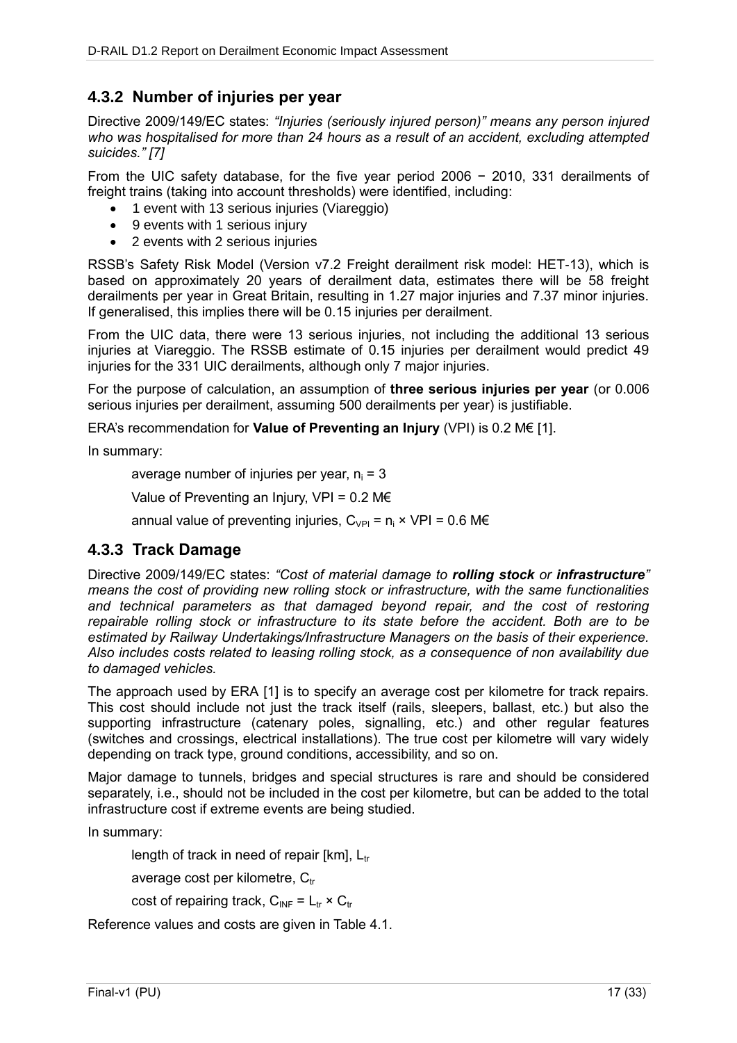### 4.3.2 Number of injuries per year

Directive 2009/149/EC states: *"Injuries (seriously injured person)" means any person injured who was hospitalised for more than 24 hours as a result of an accident, excluding attempted suicides." [7]*

From the UIC safety database, for the five year period 2006 − 2010, 331 derailments of freight trains (taking into account thresholds) were identified, including:

- 1 event with 13 serious injuries (Viareggio)
- 9 events with 1 serious injury
- 2 events with 2 serious injuries

RSSB's Safety Risk Model (Version v7.2 Freight derailment risk model: HET-13), which is based on approximately 20 years of derailment data, estimates there will be 58 freight derailments per year in Great Britain, resulting in 1.27 major injuries and 7.37 minor injuries. If generalised, this implies there will be 0.15 injuries per derailment.

From the UIC data, there were 13 serious injuries, not including the additional 13 serious injuries at Viareggio. The RSSB estimate of 0.15 injuries per derailment would predict 49 injuries for the 331 UIC derailments, although only 7 major injuries.

For the purpose of calculation, an assumption of **three serious injuries per year** (or 0.006 serious injuries per derailment, assuming 500 derailments per year) is justifiable.

ERA's recommendation for **Value of Preventing an Injury** (VPI) is 0.2 M€ [1].

In summary:

average number of injuries per year, $n_i = 3$

Value of Preventing an Injury, VPI = 0.2 M€

annual value of preventing injuries, $C_{VPI} = n_i \times VPI = 0.6$ M€

### 4.3.3 Track Damage

Directive 2009/149/EC states: *"Cost of material damage to **rolling stock** or **infrastructure**" means the cost of providing new rolling stock or infrastructure, with the same functionalities and technical parameters as that damaged beyond repair, and the cost of restoring repairable rolling stock or infrastructure to its state before the accident. Both are to be estimated by Railway Undertakings/Infrastructure Managers on the basis of their experience. Also includes costs related to leasing rolling stock, as a consequence of non availability due to damaged vehicles.*

The approach used by ERA [1] is to specify an average cost per kilometre for track repairs. This cost should include not just the track itself (rails, sleepers, ballast, etc.) but also the supporting infrastructure (catenary poles, signalling, etc.) and other regular features (switches and crossings, electrical installations). The true cost per kilometre will vary widely depending on track type, ground conditions, accessibility, and so on.

Major damage to tunnels, bridges and special structures is rare and should be considered separately, i.e., should not be included in the cost per kilometre, but can be added to the total infrastructure cost if extreme events are being studied.

In summary:

length of track in need of repair [km], $L_{tr}$

average cost per kilometre, $C_{tr}$

cost of repairing track, $C_{INF} = L_{tr} \times C_{tr}$

Reference values and costs are given in Table 4.1.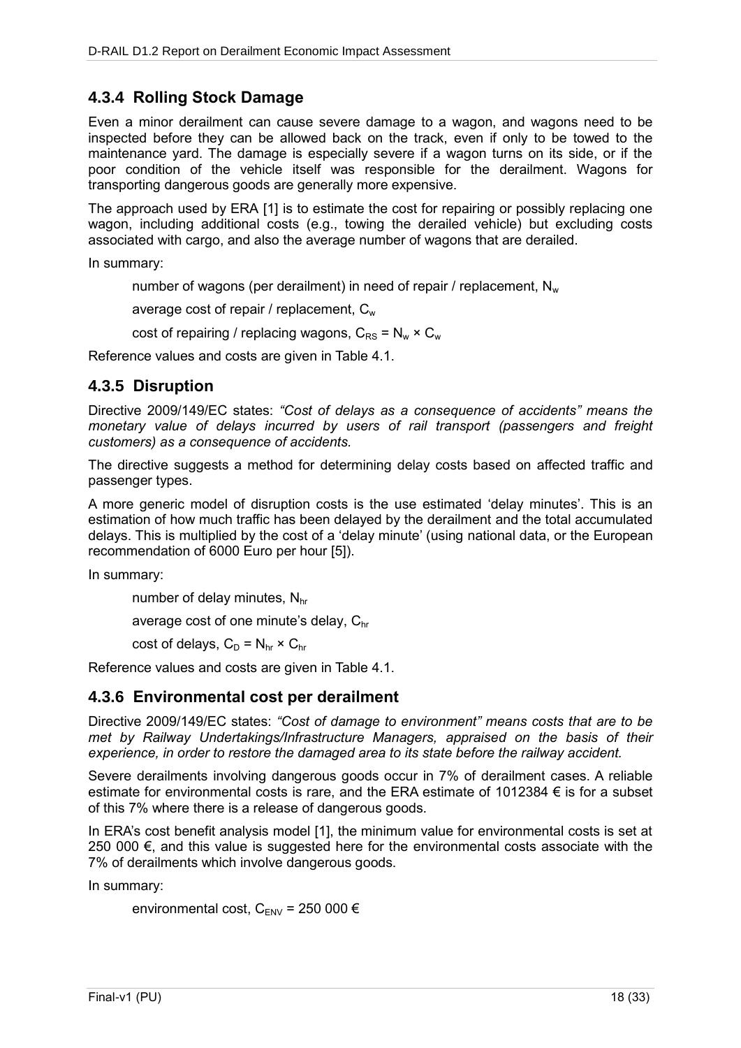### 4.3.4 Rolling Stock Damage

Even a minor derailment can cause severe damage to a wagon, and wagons need to be inspected before they can be allowed back on the track, even if only to be towed to the maintenance yard. The damage is especially severe if a wagon turns on its side, or if the poor condition of the vehicle itself was responsible for the derailment. Wagons for transporting dangerous goods are generally more expensive.

The approach used by ERA [1] is to estimate the cost for repairing or possibly replacing one wagon, including additional costs (e.g., towing the derailed vehicle) but excluding costs associated with cargo, and also the average number of wagons that are derailed.

In summary:

number of wagons (per derailment) in need of repair / replacement, $N_w$

average cost of repair / replacement, $C_w$

cost of repairing / replacing wagons, $C_{RS} = N_w \times C_w$

Reference values and costs are given in Table 4.1.

### 4.3.5 Disruption

Directive 2009/149/EC states: *"Cost of delays as a consequence of accidents" means the monetary value of delays incurred by users of rail transport (passengers and freight customers) as a consequence of accidents.*

The directive suggests a method for determining delay costs based on affected traffic and passenger types.

A more generic model of disruption costs is the use estimated 'delay minutes'. This is an estimation of how much traffic has been delayed by the derailment and the total accumulated delays. This is multiplied by the cost of a 'delay minute' (using national data, or the European recommendation of 6000 Euro per hour [5]).

In summary:

number of delay minutes, $N_{hr}$

average cost of one minute's delay, $C_{hr}$

cost of delays, $C_D = N_{hr} \times C_{hr}$

Reference values and costs are given in Table 4.1.

### 4.3.6 Environmental cost per derailment

Directive 2009/149/EC states: *"Cost of damage to environment" means costs that are to be met by Railway Undertakings/Infrastructure Managers, appraised on the basis of their experience, in order to restore the damaged area to its state before the railway accident.*

Severe derailments involving dangerous goods occur in 7% of derailment cases. A reliable estimate for environmental costs is rare, and the ERA estimate of 1012384 € is for a subset of this 7% where there is a release of dangerous goods.

In ERA's cost benefit analysis model [1], the minimum value for environmental costs is set at 250 000 €, and this value is suggested here for the environmental costs associate with the 7% of derailments which involve dangerous goods.

In summary:

environmental cost, $C_{ENV}$ = 250 000 €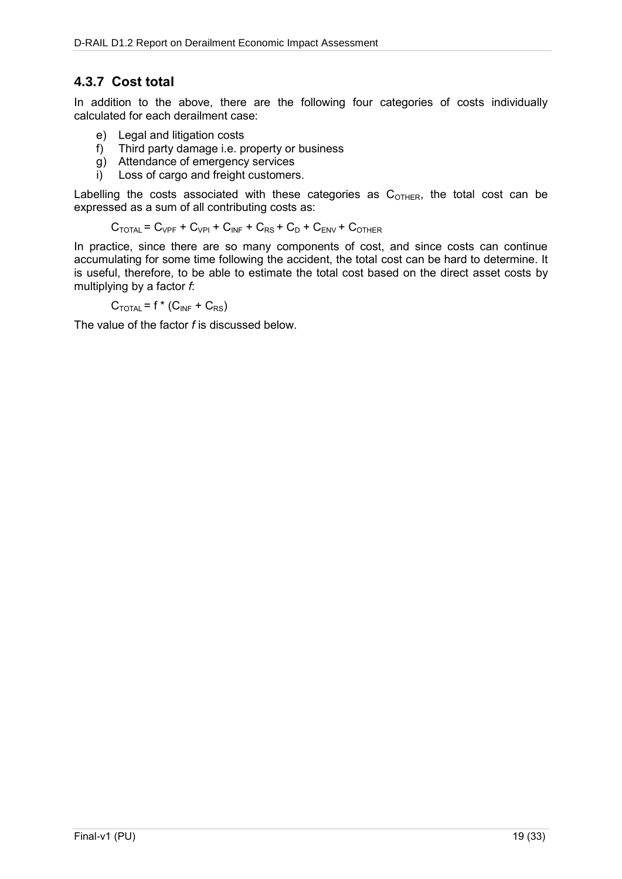### 4.3.7 Cost total

In addition to the above, there are the following four categories of costs individually calculated for each derailment case:

e) Legal and litigation costs
f) Third party damage i.e. property or business
g) Attendance of emergency services
i) Loss of cargo and freight customers.

Labelling the costs associated with these categories as $C_{OTHER}$, the total cost can be expressed as a sum of all contributing costs as:

$$C_{TOTAL} = C_{VPF} + C_{VPI} + C_{INF} + C_{RS} + C_{D} + C_{ENV} + C_{OTHER}$$

In practice, since there are so many components of cost, and since costs can continue accumulating for some time following the accident, the total cost can be hard to determine. It is useful, therefore, to be able to estimate the total cost based on the direct asset costs by multiplying by a factor *f*:

$$C_{TOTAL} = f * (C_{INF} + C_{RS})$$

The value of the factor *f* is discussed below.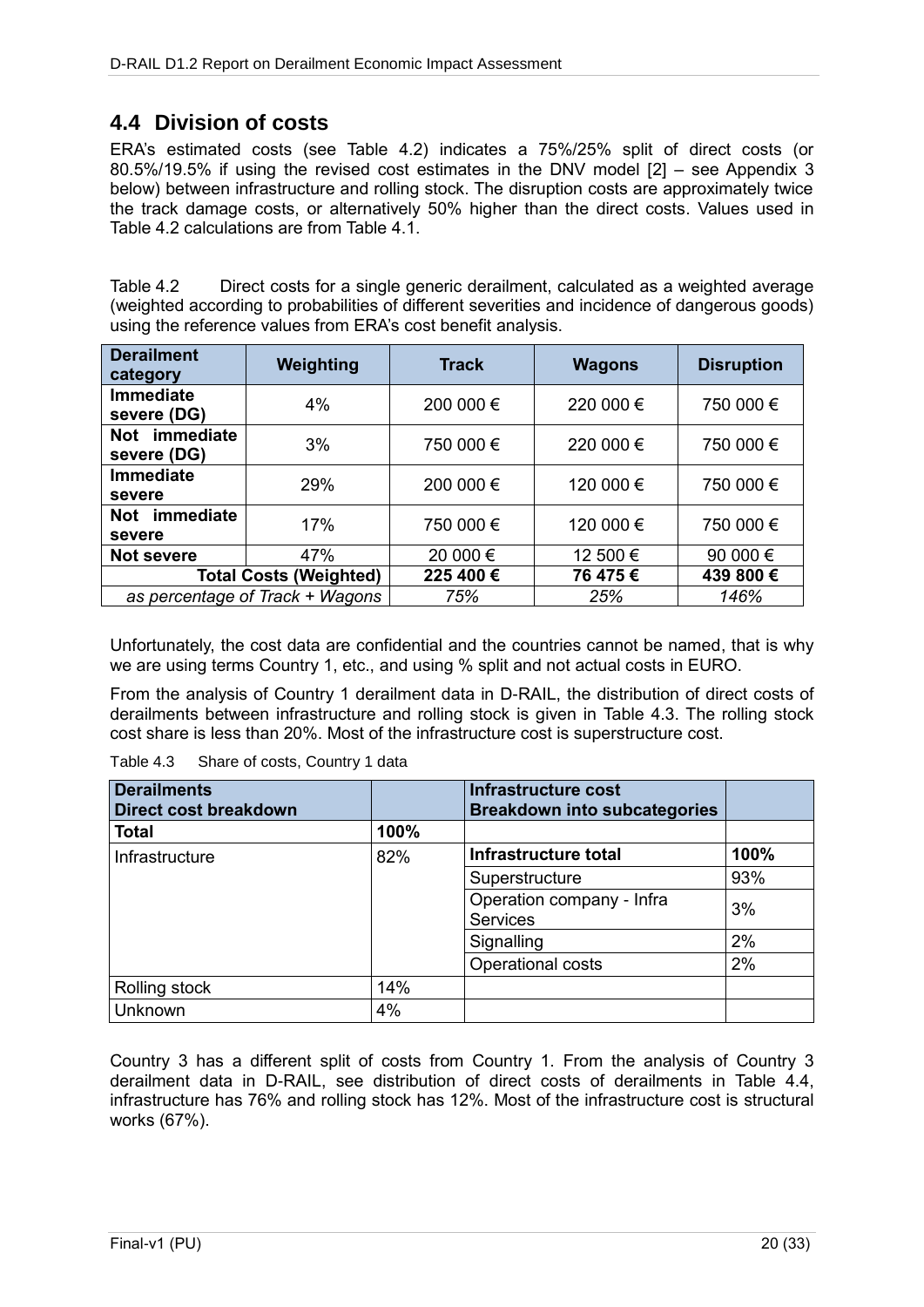## 4.4 Division of costs

ERA's estimated costs (see Table 4.2) indicates a 75%/25% split of direct costs (or 80.5%/19.5% if using the revised cost estimates in the DNV model [2] – see Appendix 3 below) between infrastructure and rolling stock. The disruption costs are approximately twice the track damage costs, or alternatively 50% higher than the direct costs. Values used in Table 4.2 calculations are from Table 4.1.

Table 4.2 Direct costs for a single generic derailment, calculated as a weighted average (weighted according to probabilities of different severities and incidence of dangerous goods) using the reference values from ERA's cost benefit analysis.

| Derailment category | Weighting | Track | Wagons | Disruption |
|---|---|---|---|---|
| **Immediate severe (DG)** | 4% | 200 000 € | 220 000 € | 750 000 € |
| **Not immediate severe (DG)** | 3% | 750 000 € | 220 000 € | 750 000 € |
| **Immediate severe** | 29% | 200 000 € | 120 000 € | 750 000 € |
| **Not immediate severe** | 17% | 750 000 € | 120 000 € | 750 000 € |
| **Not severe** | 47% | 20 000 € | 12 500 € | 90 000 € |
| **Total Costs (Weighted)** | | **225 400 €** | **76 475 €** | **439 800 €** |
| *as percentage of Track + Wagons* | | *75%* | *25%* | *146%* |

Unfortunately, the cost data are confidential and the countries cannot be named, that is why we are using terms Country 1, etc., and using % split and not actual costs in EURO.

From the analysis of Country 1 derailment data in D-RAIL, the distribution of direct costs of derailments between infrastructure and rolling stock is given in Table 4.3. The rolling stock cost share is less than 20%. Most of the infrastructure cost is superstructure cost.

Table 4.3 Share of costs, Country 1 data

| Derailments Direct cost breakdown | | Infrastructure cost Breakdown into subcategories | |
|---|---|---|---|
| **Total** | **100%** | | |
| Infrastructure | 82% | **Infrastructure total** | **100%** |
| | | Superstructure | 93% |
| | | Operation company - Infra Services | 3% |
| | | Signalling | 2% |
| | | Operational costs | 2% |
| Rolling stock | 14% | | |
| Unknown | 4% | | |

Country 3 has a different split of costs from Country 1. From the analysis of Country 3 derailment data in D-RAIL, see distribution of direct costs of derailments in Table 4.4, infrastructure has 76% and rolling stock has 12%. Most of the infrastructure cost is structural works (67%).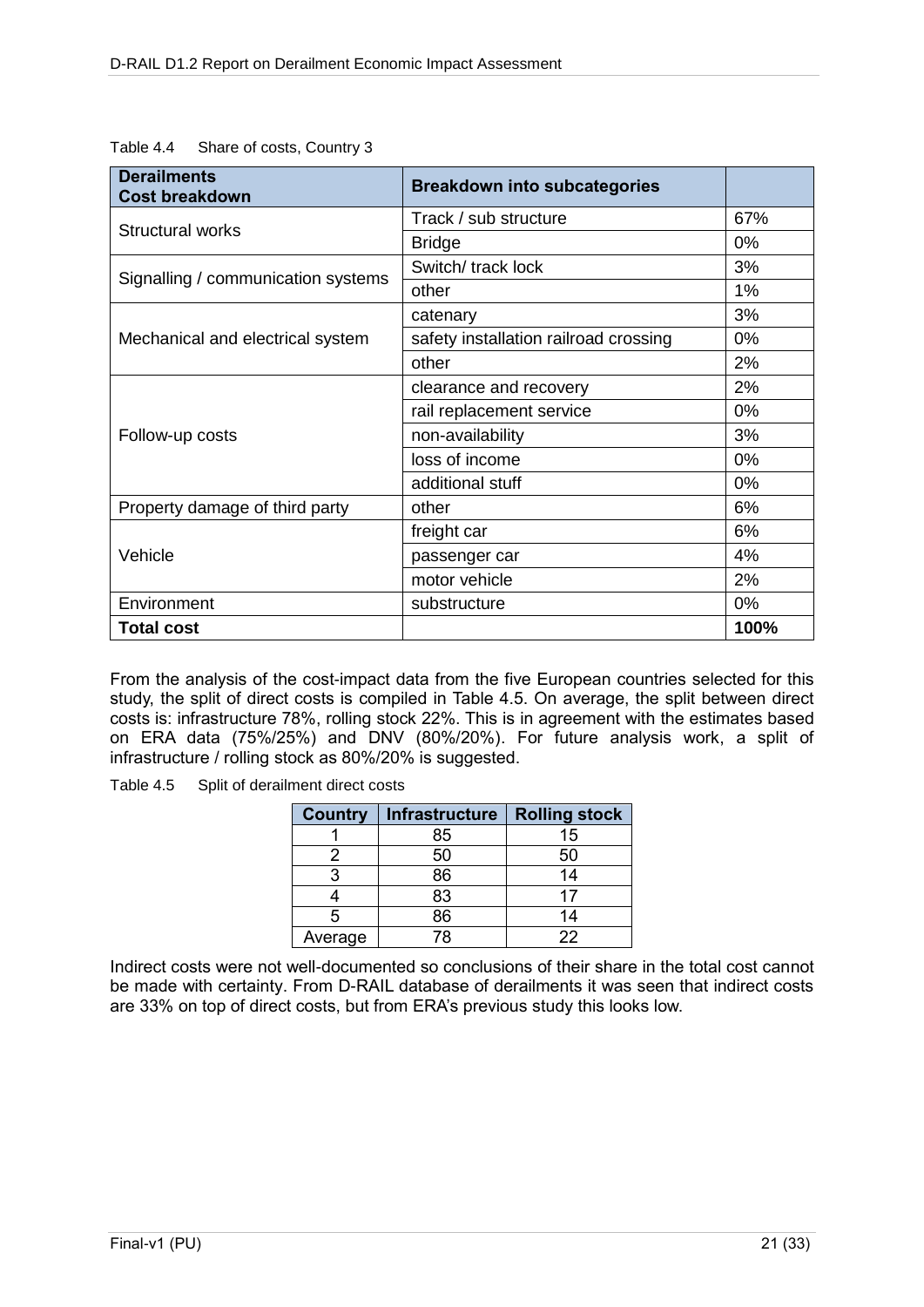Table 4.4 Share of costs, Country 3

| Derailments Cost breakdown | Breakdown into subcategories | |
|---|---|---|
| Structural works | Track / sub structure | 67% |
| | Bridge | 0% |
| Signalling / communication systems | Switch/ track lock | 3% |
| | other | 1% |
| Mechanical and electrical system | catenary | 3% |
| | safety installation railroad crossing | 0% |
| | other | 2% |
| Follow-up costs | clearance and recovery | 2% |
| | rail replacement service | 0% |
| | non-availability | 3% |
| | loss of income | 0% |
| | additional stuff | 0% |
| Property damage of third party | other | 6% |
| Vehicle | freight car | 6% |
| | passenger car | 4% |
| | motor vehicle | 2% |
| Environment | substructure | 0% |
| **Total cost** | | **100%** |

From the analysis of the cost-impact data from the five European countries selected for this study, the split of direct costs is compiled in Table 4.5. On average, the split between direct costs is: infrastructure 78%, rolling stock 22%. This is in agreement with the estimates based on ERA data (75%/25%) and DNV (80%/20%). For future analysis work, a split of infrastructure / rolling stock as 80%/20% is suggested.

Table 4.5 Split of derailment direct costs

| Country | Infrastructure | Rolling stock |
|---|---|---|
| 1 | 85 | 15 |
| 2 | 50 | 50 |
| 3 | 86 | 14 |
| 4 | 83 | 17 |
| 5 | 86 | 14 |
| Average | 78 | 22 |

Indirect costs were not well-documented so conclusions of their share in the total cost cannot be made with certainty. From D-RAIL database of derailments it was seen that indirect costs are 33% on top of direct costs, but from ERA's previous study this looks low.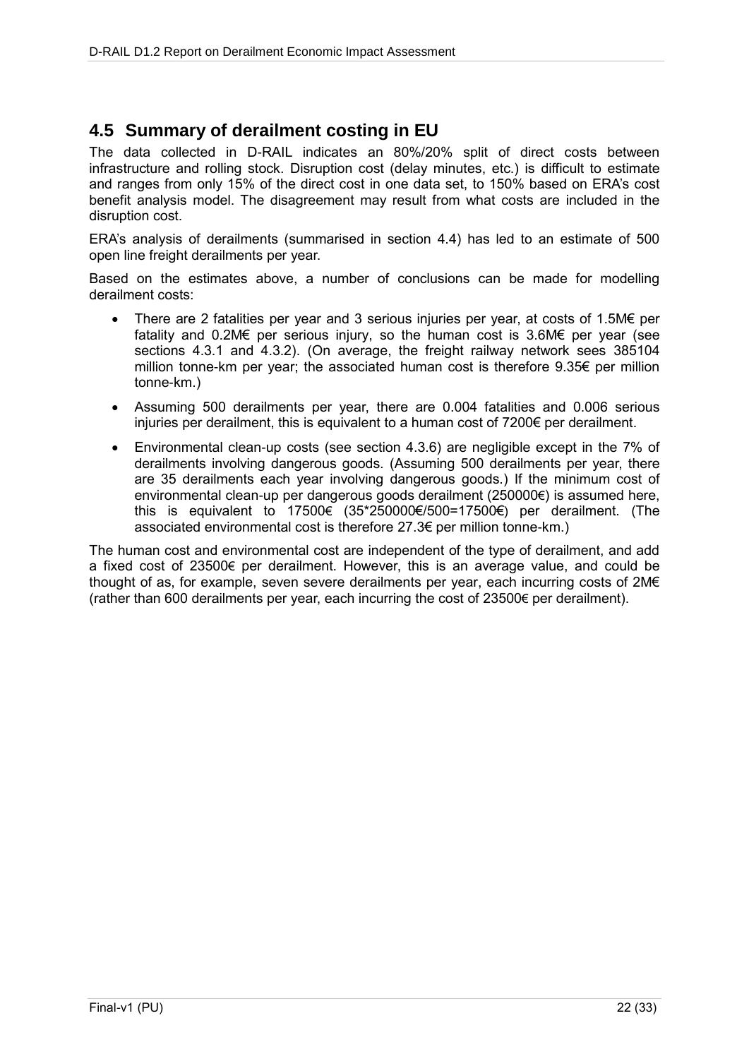## 4.5 Summary of derailment costing in EU

The data collected in D-RAIL indicates an 80%/20% split of direct costs between infrastructure and rolling stock. Disruption cost (delay minutes, etc.) is difficult to estimate and ranges from only 15% of the direct cost in one data set, to 150% based on ERA's cost benefit analysis model. The disagreement may result from what costs are included in the disruption cost.

ERA's analysis of derailments (summarised in section 4.4) has led to an estimate of 500 open line freight derailments per year.

Based on the estimates above, a number of conclusions can be made for modelling derailment costs:

- There are 2 fatalities per year and 3 serious injuries per year, at costs of 1.5M€ per fatality and 0.2M€ per serious injury, so the human cost is 3.6M€ per year (see sections 4.3.1 and 4.3.2). (On average, the freight railway network sees 385104 million tonne-km per year; the associated human cost is therefore 9.35€ per million tonne-km.)
- Assuming 500 derailments per year, there are 0.004 fatalities and 0.006 serious injuries per derailment, this is equivalent to a human cost of 7200€ per derailment.
- Environmental clean-up costs (see section 4.3.6) are negligible except in the 7% of derailments involving dangerous goods. (Assuming 500 derailments per year, there are 35 derailments each year involving dangerous goods.) If the minimum cost of environmental clean-up per dangerous goods derailment (250000€) is assumed here, this is equivalent to 17500€ (35*250000€/500=17500€) per derailment. (The associated environmental cost is therefore 27.3€ per million tonne-km.)

The human cost and environmental cost are independent of the type of derailment, and add a fixed cost of 23500€ per derailment. However, this is an average value, and could be thought of as, for example, seven severe derailments per year, each incurring costs of 2M€ (rather than 600 derailments per year, each incurring the cost of 23500€ per derailment).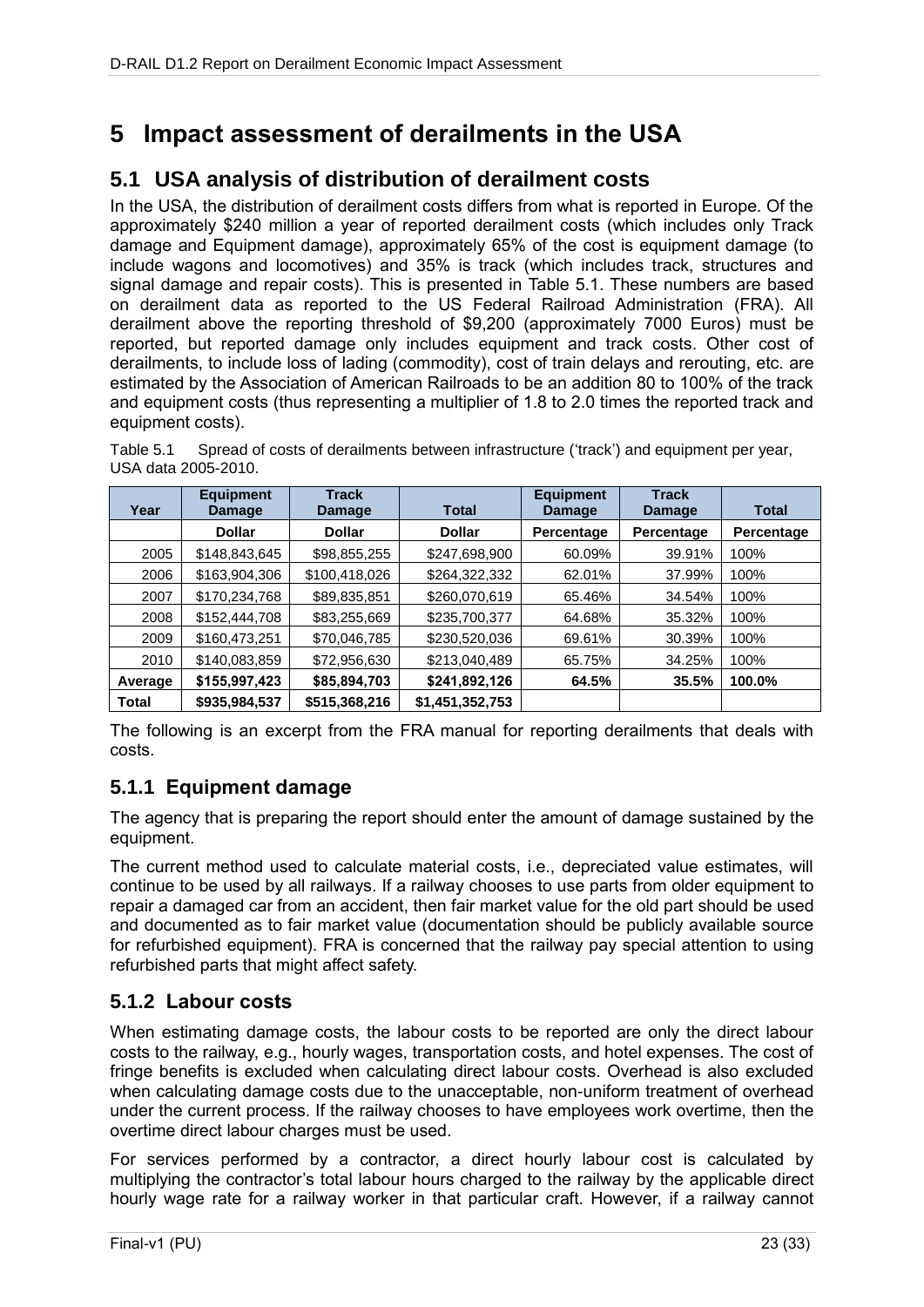# 5 Impact assessment of derailments in the USA

## 5.1 USA analysis of distribution of derailment costs

In the USA, the distribution of derailment costs differs from what is reported in Europe. Of the approximately $240 million a year of reported derailment costs (which includes only Track damage and Equipment damage), approximately 65% of the cost is equipment damage (to include wagons and locomotives) and 35% is track (which includes track, structures and signal damage and repair costs). This is presented in Table 5.1. These numbers are based on derailment data as reported to the US Federal Railroad Administration (FRA). All derailment above the reporting threshold of $9,200 (approximately 7000 Euros) must be reported, but reported damage only includes equipment and track costs. Other cost of derailments, to include loss of lading (commodity), cost of train delays and rerouting, etc. are estimated by the Association of American Railroads to be an addition 80 to 100% of the track and equipment costs (thus representing a multiplier of 1.8 to 2.0 times the reported track and equipment costs).

Table 5.1 Spread of costs of derailments between infrastructure ('track') and equipment per year, USA data 2005-2010.

| Year | Equipment Damage | Track Damage | Total | Equipment Damage | Track Damage | Total |
|---|---|---|---|---|---|---|
| | **Dollar** | **Dollar** | **Dollar** | **Percentage** | **Percentage** | **Percentage** |
| 2005 | $148,843,645 | $98,855,255 | $247,698,900 | 60.09% | 39.91% | 100% |
| 2006 | $163,904,306 | $100,418,026 | $264,322,332 | 62.01% | 37.99% | 100% |
| 2007 | $170,234,768 | $89,835,851 | $260,070,619 | 65.46% | 34.54% | 100% |
| 2008 | $152,444,708 | $83,255,669 | $235,700,377 | 64.68% | 35.32% | 100% |
| 2009 | $160,473,251 | $70,046,785 | $230,520,036 | 69.61% | 30.39% | 100% |
| 2010 | $140,083,859 | $72,956,630 | $213,040,489 | 65.75% | 34.25% | 100% |
| **Average** | **$155,997,423** | **$85,894,703** | **$241,892,126** | **64.5%** | **35.5%** | **100.0%** |
| **Total** | **$935,984,537** | **$515,368,216** | **$1,451,352,753** | | | |

The following is an excerpt from the FRA manual for reporting derailments that deals with costs.

### 5.1.1 Equipment damage

The agency that is preparing the report should enter the amount of damage sustained by the equipment.

The current method used to calculate material costs, i.e., depreciated value estimates, will continue to be used by all railways. If a railway chooses to use parts from older equipment to repair a damaged car from an accident, then fair market value for the old part should be used and documented as to fair market value (documentation should be publicly available source for refurbished equipment). FRA is concerned that the railway pay special attention to using refurbished parts that might affect safety.

### 5.1.2 Labour costs

When estimating damage costs, the labour costs to be reported are only the direct labour costs to the railway, e.g., hourly wages, transportation costs, and hotel expenses. The cost of fringe benefits is excluded when calculating direct labour costs. Overhead is also excluded when calculating damage costs due to the unacceptable, non-uniform treatment of overhead under the current process. If the railway chooses to have employees work overtime, then the overtime direct labour charges must be used.

For services performed by a contractor, a direct hourly labour cost is calculated by multiplying the contractor's total labour hours charged to the railway by the applicable direct hourly wage rate for a railway worker in that particular craft. However, if a railway cannot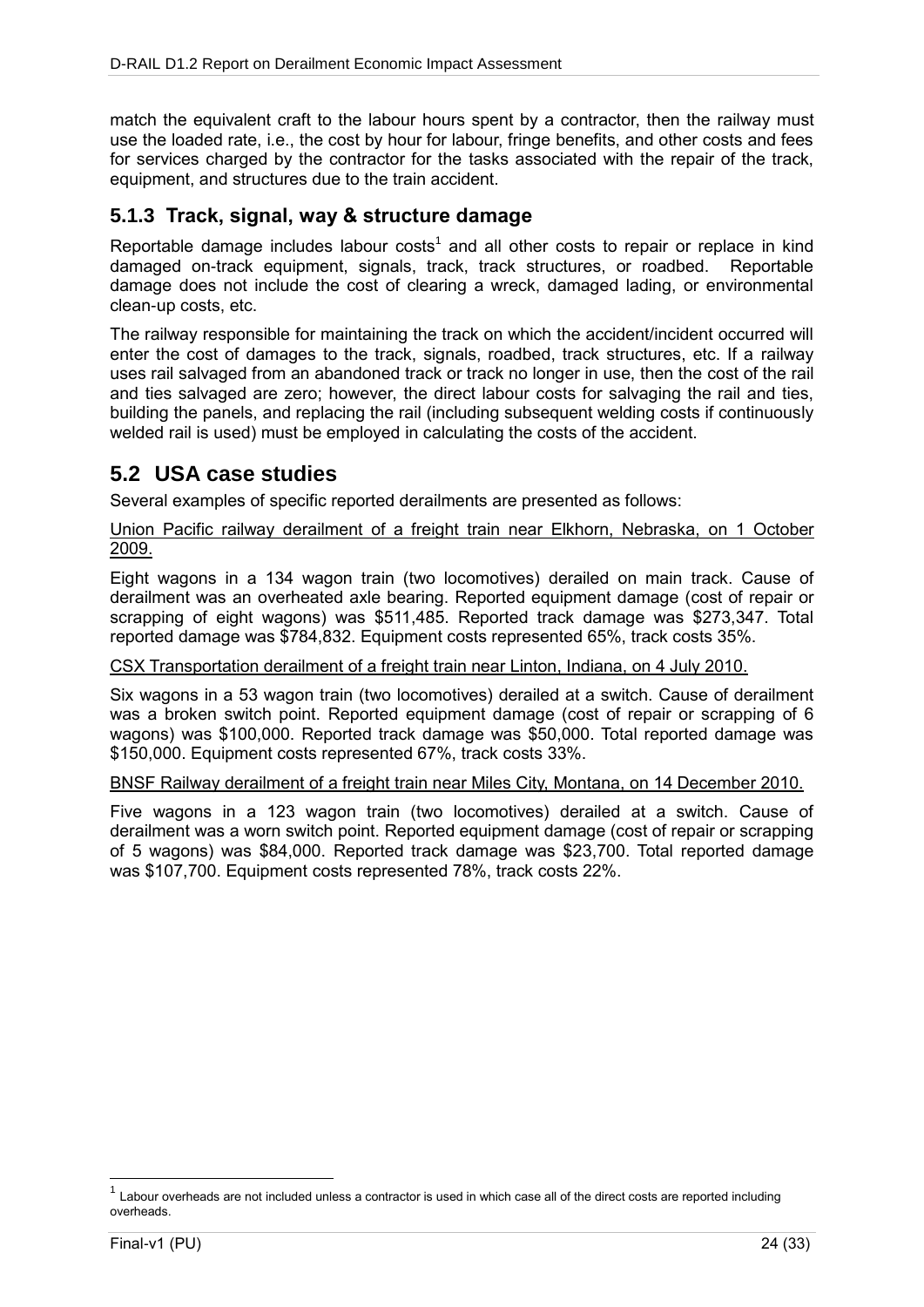match the equivalent craft to the labour hours spent by a contractor, then the railway must use the loaded rate, i.e., the cost by hour for labour, fringe benefits, and other costs and fees for services charged by the contractor for the tasks associated with the repair of the track, equipment, and structures due to the train accident.

### 5.1.3 Track, signal, way & structure damage

Reportable damage includes labour costs[1] and all other costs to repair or replace in kind damaged on-track equipment, signals, track, track structures, or roadbed. Reportable damage does not include the cost of clearing a wreck, damaged lading, or environmental clean-up costs, etc.

The railway responsible for maintaining the track on which the accident/incident occurred will enter the cost of damages to the track, signals, roadbed, track structures, etc. If a railway uses rail salvaged from an abandoned track or track no longer in use, then the cost of the rail and ties salvaged are zero; however, the direct labour costs for salvaging the rail and ties, building the panels, and replacing the rail (including subsequent welding costs if continuously welded rail is used) must be employed in calculating the costs of the accident.

## 5.2 USA case studies

Several examples of specific reported derailments are presented as follows:

Union Pacific railway derailment of a freight train near Elkhorn, Nebraska, on 1 October 2009.

Eight wagons in a 134 wagon train (two locomotives) derailed on main track. Cause of derailment was an overheated axle bearing. Reported equipment damage (cost of repair or scrapping of eight wagons) was $511,485. Reported track damage was $273,347. Total reported damage was $784,832. Equipment costs represented 65%, track costs 35%.

CSX Transportation derailment of a freight train near Linton, Indiana, on 4 July 2010.

Six wagons in a 53 wagon train (two locomotives) derailed at a switch. Cause of derailment was a broken switch point. Reported equipment damage (cost of repair or scrapping of 6 wagons) was $100,000. Reported track damage was $50,000. Total reported damage was $150,000. Equipment costs represented 67%, track costs 33%.

BNSF Railway derailment of a freight train near Miles City, Montana, on 14 December 2010.

Five wagons in a 123 wagon train (two locomotives) derailed at a switch. Cause of derailment was a worn switch point. Reported equipment damage (cost of repair or scrapping of 5 wagons) was $84,000. Reported track damage was $23,700. Total reported damage was $107,700. Equipment costs represented 78%, track costs 22%.

---

[1] Labour overheads are not included unless a contractor is used in which case all of the direct costs are reported including overheads.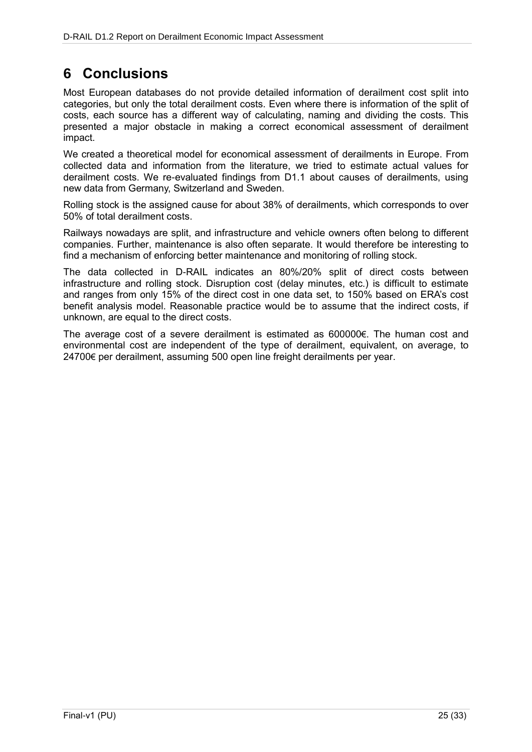# 6 Conclusions

Most European databases do not provide detailed information of derailment cost split into categories, but only the total derailment costs. Even where there is information of the split of costs, each source has a different way of calculating, naming and dividing the costs. This presented a major obstacle in making a correct economical assessment of derailment impact.

We created a theoretical model for economical assessment of derailments in Europe. From collected data and information from the literature, we tried to estimate actual values for derailment costs. We re-evaluated findings from D1.1 about causes of derailments, using new data from Germany, Switzerland and Sweden.

Rolling stock is the assigned cause for about 38% of derailments, which corresponds to over 50% of total derailment costs.

Railways nowadays are split, and infrastructure and vehicle owners often belong to different companies. Further, maintenance is also often separate. It would therefore be interesting to find a mechanism of enforcing better maintenance and monitoring of rolling stock.

The data collected in D-RAIL indicates an 80%/20% split of direct costs between infrastructure and rolling stock. Disruption cost (delay minutes, etc.) is difficult to estimate and ranges from only 15% of the direct cost in one data set, to 150% based on ERA's cost benefit analysis model. Reasonable practice would be to assume that the indirect costs, if unknown, are equal to the direct costs.

The average cost of a severe derailment is estimated as 600000€. The human cost and environmental cost are independent of the type of derailment, equivalent, on average, to 24700€ per derailment, assuming 500 open line freight derailments per year.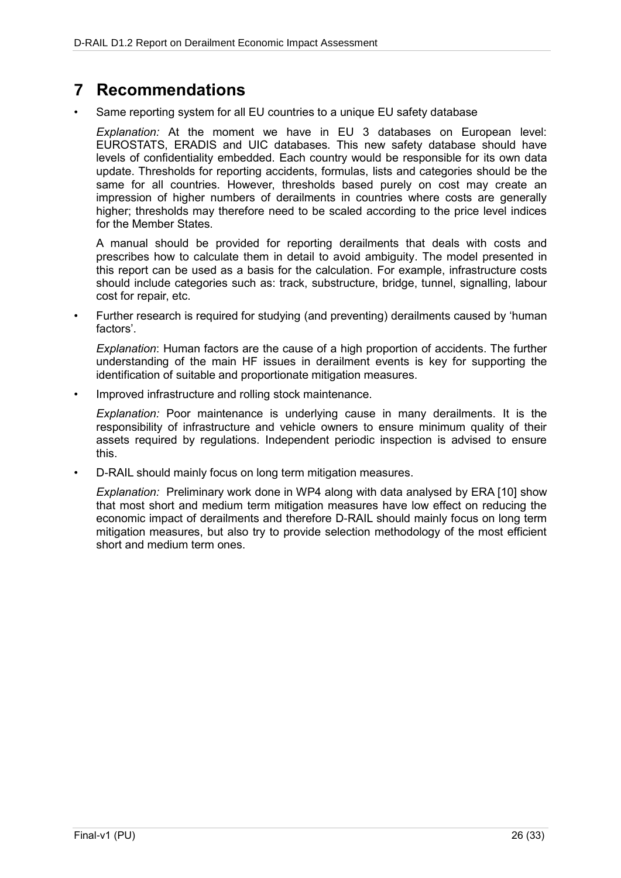# 7 Recommendations

- Same reporting system for all EU countries to a unique EU safety database

  *Explanation:* At the moment we have in EU 3 databases on European level: EUROSTATS, ERADIS and UIC databases. This new safety database should have levels of confidentiality embedded. Each country would be responsible for its own data update. Thresholds for reporting accidents, formulas, lists and categories should be the same for all countries. However, thresholds based purely on cost may create an impression of higher numbers of derailments in countries where costs are generally higher; thresholds may therefore need to be scaled according to the price level indices for the Member States.

  A manual should be provided for reporting derailments that deals with costs and prescribes how to calculate them in detail to avoid ambiguity. The model presented in this report can be used as a basis for the calculation. For example, infrastructure costs should include categories such as: track, substructure, bridge, tunnel, signalling, labour cost for repair, etc.

- Further research is required for studying (and preventing) derailments caused by 'human factors'.

  *Explanation*: Human factors are the cause of a high proportion of accidents. The further understanding of the main HF issues in derailment events is key for supporting the identification of suitable and proportionate mitigation measures.

- Improved infrastructure and rolling stock maintenance.

  *Explanation:* Poor maintenance is underlying cause in many derailments. It is the responsibility of infrastructure and vehicle owners to ensure minimum quality of their assets required by regulations. Independent periodic inspection is advised to ensure this.

- D-RAIL should mainly focus on long term mitigation measures.

  *Explanation:* Preliminary work done in WP4 along with data analysed by ERA [10] show that most short and medium term mitigation measures have low effect on reducing the economic impact of derailments and therefore D-RAIL should mainly focus on long term mitigation measures, but also try to provide selection methodology of the most efficient short and medium term ones.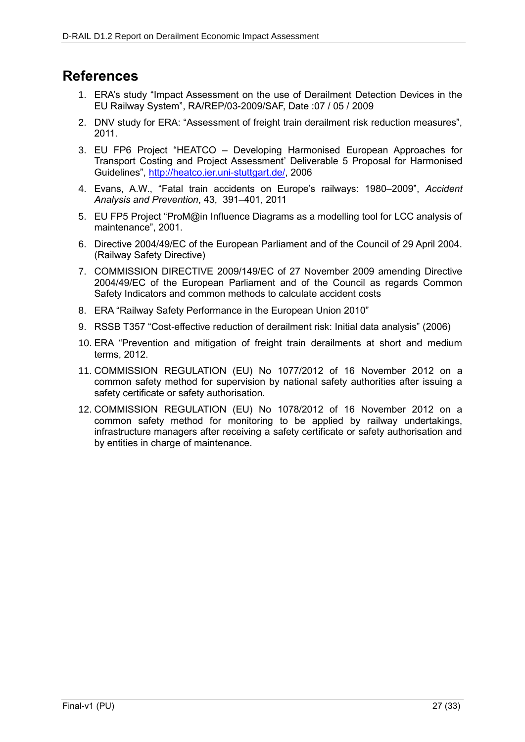## References

1. ERA's study "Impact Assessment on the use of Derailment Detection Devices in the EU Railway System", RA/REP/03-2009/SAF, Date :07 / 05 / 2009
2. DNV study for ERA: "Assessment of freight train derailment risk reduction measures", 2011.
3. EU FP6 Project "HEATCO – Developing Harmonised European Approaches for Transport Costing and Project Assessment' Deliverable 5 Proposal for Harmonised Guidelines", http://heatco.ier.uni-stuttgart.de/, 2006
4. Evans, A.W., "Fatal train accidents on Europe's railways: 1980–2009", *Accident Analysis and Prevention*, 43, 391–401, 2011
5. EU FP5 Project "ProM@in Influence Diagrams as a modelling tool for LCC analysis of maintenance", 2001.
6. Directive 2004/49/EC of the European Parliament and of the Council of 29 April 2004. (Railway Safety Directive)
7. COMMISSION DIRECTIVE 2009/149/EC of 27 November 2009 amending Directive 2004/49/EC of the European Parliament and of the Council as regards Common Safety Indicators and common methods to calculate accident costs
8. ERA "Railway Safety Performance in the European Union 2010"
9. RSSB T357 "Cost-effective reduction of derailment risk: Initial data analysis" (2006)
10. ERA "Prevention and mitigation of freight train derailments at short and medium terms, 2012.
11. COMMISSION REGULATION (EU) No 1077/2012 of 16 November 2012 on a common safety method for supervision by national safety authorities after issuing a safety certificate or safety authorisation.
12. COMMISSION REGULATION (EU) No 1078/2012 of 16 November 2012 on a common safety method for monitoring to be applied by railway undertakings, infrastructure managers after receiving a safety certificate or safety authorisation and by entities in charge of maintenance.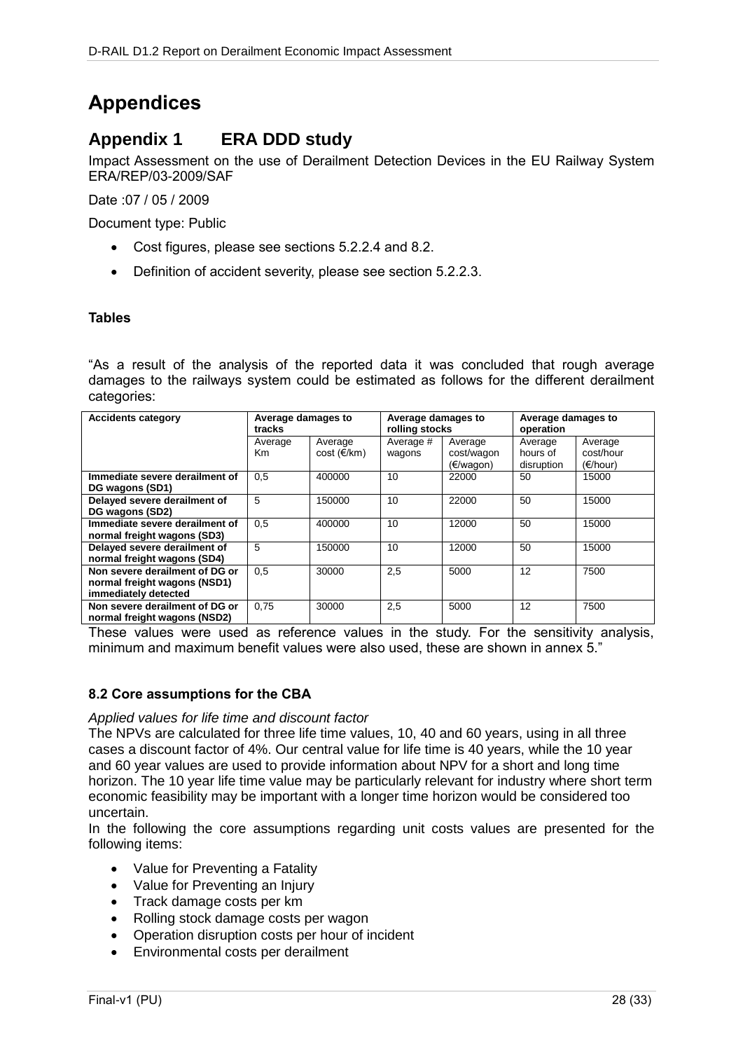# Appendices

## Appendix 1 ERA DDD study

Impact Assessment on the use of Derailment Detection Devices in the EU Railway System ERA/REP/03-2009/SAF

Date :07 / 05 / 2009

Document type: Public

- Cost figures, please see sections 5.2.2.4 and 8.2.
- Definition of accident severity, please see section 5.2.2.3.

**Tables**

"As a result of the analysis of the reported data it was concluded that rough average damages to the railways system could be estimated as follows for the different derailment categories:

| Accidents category | Average damages to tracks | | Average damages to rolling stocks | | Average damages to operation | |
|---|---|---|---|---|---|---|
| | Average Km | Average cost (€/km) | Average # wagons | Average cost/wagon (€/wagon) | Average hours of disruption | Average cost/hour (€/hour) |
| **Immediate severe derailment of DG wagons (SD1)** | 0,5 | 400000 | 10 | 22000 | 50 | 15000 |
| **Delayed severe derailment of DG wagons (SD2)** | 5 | 150000 | 10 | 22000 | 50 | 15000 |
| **Immediate severe derailment of normal freight wagons (SD3)** | 0,5 | 400000 | 10 | 12000 | 50 | 15000 |
| **Delayed severe derailment of normal freight wagons (SD4)** | 5 | 150000 | 10 | 12000 | 50 | 15000 |
| **Non severe derailment of DG or normal freight wagons (NSD1) immediately detected** | 0,5 | 30000 | 2,5 | 5000 | 12 | 7500 |
| **Non severe derailment of DG or normal freight wagons (NSD2)** | 0,75 | 30000 | 2,5 | 5000 | 12 | 7500 |

These values were used as reference values in the study. For the sensitivity analysis, minimum and maximum benefit values were also used, these are shown in annex 5."

**8.2 Core assumptions for the CBA**

*Applied values for life time and discount factor*

The NPVs are calculated for three life time values, 10, 40 and 60 years, using in all three cases a discount factor of 4%. Our central value for life time is 40 years, while the 10 year and 60 year values are used to provide information about NPV for a short and long time horizon. The 10 year life time value may be particularly relevant for industry where short term economic feasibility may be important with a longer time horizon would be considered too uncertain.

In the following the core assumptions regarding unit costs values are presented for the following items:

- Value for Preventing a Fatality
- Value for Preventing an Injury
- Track damage costs per km
- Rolling stock damage costs per wagon
- Operation disruption costs per hour of incident
- Environmental costs per derailment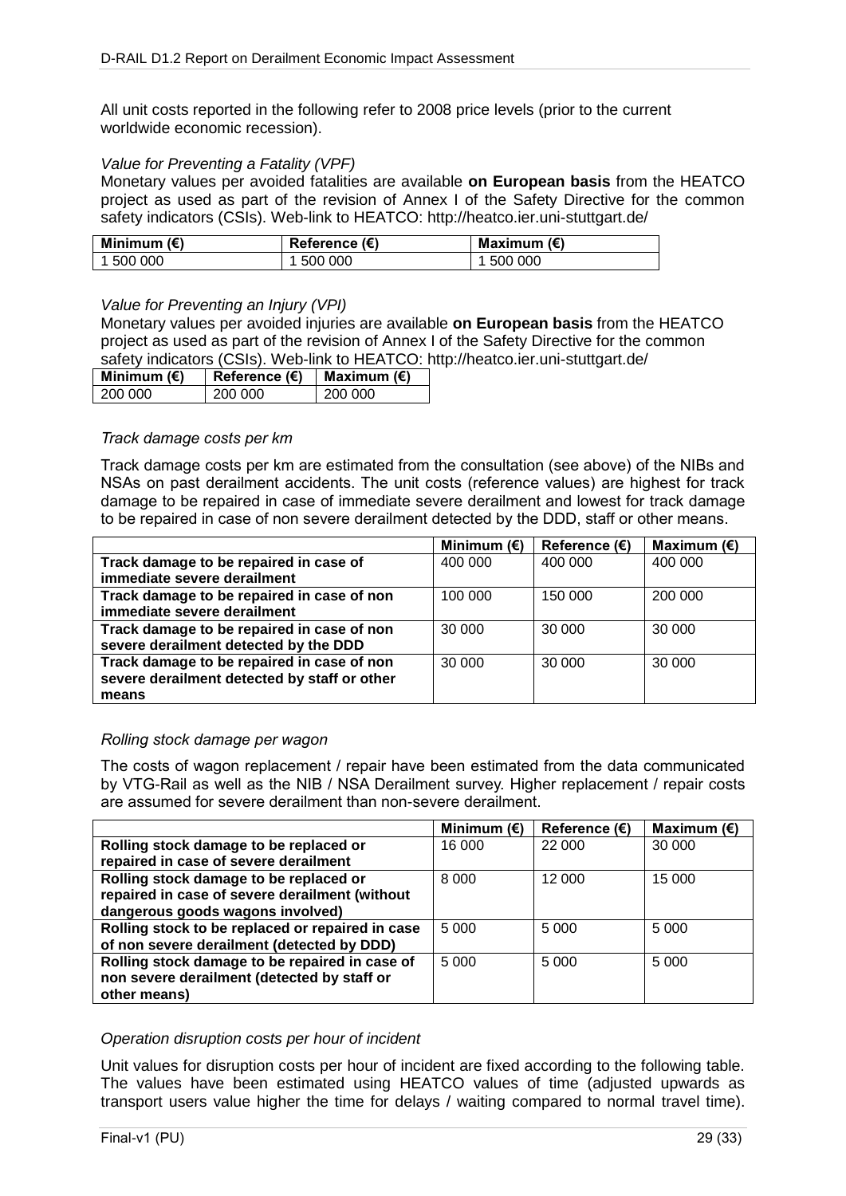All unit costs reported in the following refer to 2008 price levels (prior to the current worldwide economic recession).

*Value for Preventing a Fatality (VPF)*

Monetary values per avoided fatalities are available **on European basis** from the HEATCO project as used as part of the revision of Annex I of the Safety Directive for the common safety indicators (CSIs). Web-link to HEATCO: http://heatco.ier.uni-stuttgart.de/

| Minimum (€) | Reference (€) | Maximum (€) |
|---|---|---|
| 1 500 000 | 1 500 000 | 1 500 000 |

*Value for Preventing an Injury (VPI)*

Monetary values per avoided injuries are available **on European basis** from the HEATCO project as used as part of the revision of Annex I of the Safety Directive for the common safety indicators (CSIs). Web-link to HEATCO: http://heatco.ier.uni-stuttgart.de/

| Minimum (€) | Reference (€) | Maximum (€) |
|---|---|---|
| 200 000 | 200 000 | 200 000 |

*Track damage costs per km*

Track damage costs per km are estimated from the consultation (see above) of the NIBs and NSAs on past derailment accidents. The unit costs (reference values) are highest for track damage to be repaired in case of immediate severe derailment and lowest for track damage to be repaired in case of non severe derailment detected by the DDD, staff or other means.

| | Minimum (€) | Reference (€) | Maximum (€) |
|---|---|---|---|
| **Track damage to be repaired in case of immediate severe derailment** | 400 000 | 400 000 | 400 000 |
| **Track damage to be repaired in case of non immediate severe derailment** | 100 000 | 150 000 | 200 000 |
| **Track damage to be repaired in case of non severe derailment detected by the DDD** | 30 000 | 30 000 | 30 000 |
| **Track damage to be repaired in case of non severe derailment detected by staff or other means** | 30 000 | 30 000 | 30 000 |

*Rolling stock damage per wagon*

The costs of wagon replacement / repair have been estimated from the data communicated by VTG-Rail as well as the NIB / NSA Derailment survey. Higher replacement / repair costs are assumed for severe derailment than non-severe derailment.

| | Minimum (€) | Reference (€) | Maximum (€) |
|---|---|---|---|
| **Rolling stock damage to be replaced or repaired in case of severe derailment** | 16 000 | 22 000 | 30 000 |
| **Rolling stock damage to be replaced or repaired in case of severe derailment (without dangerous goods wagons involved)** | 8 000 | 12 000 | 15 000 |
| **Rolling stock to be replaced or repaired in case of non severe derailment (detected by DDD)** | 5 000 | 5 000 | 5 000 |
| **Rolling stock damage to be repaired in case of non severe derailment (detected by staff or other means)** | 5 000 | 5 000 | 5 000 |

*Operation disruption costs per hour of incident*

Unit values for disruption costs per hour of incident are fixed according to the following table. The values have been estimated using HEATCO values of time (adjusted upwards as transport users value higher the time for delays / waiting compared to normal travel time).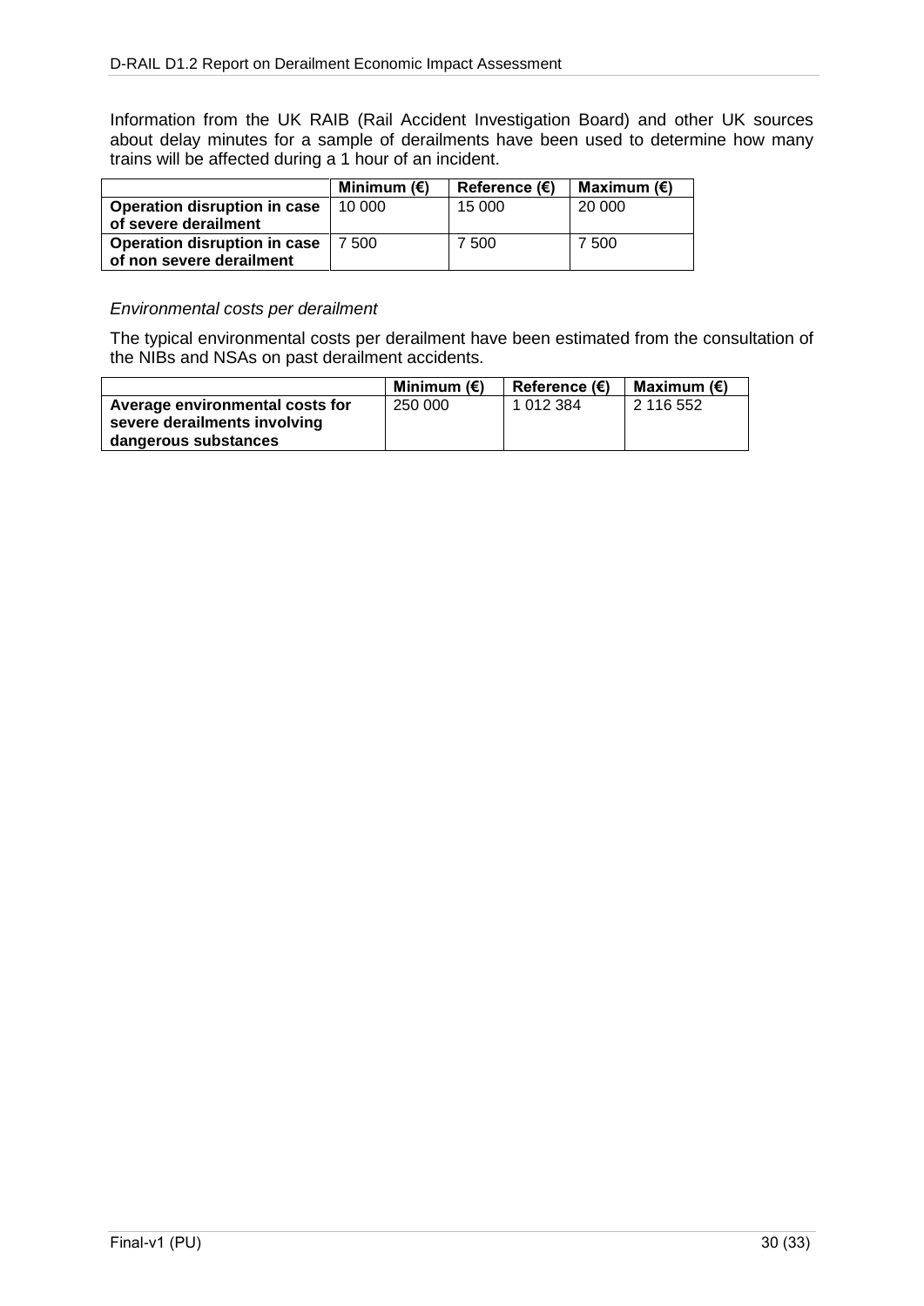Information from the UK RAIB (Rail Accident Investigation Board) and other UK sources about delay minutes for a sample of derailments have been used to determine how many trains will be affected during a 1 hour of an incident.

| | Minimum (€) | Reference (€) | Maximum (€) |
|---|---|---|---|
| **Operation disruption in case of severe derailment** | 10 000 | 15 000 | 20 000 |
| **Operation disruption in case of non severe derailment** | 7 500 | 7 500 | 7 500 |

*Environmental costs per derailment*

The typical environmental costs per derailment have been estimated from the consultation of the NIBs and NSAs on past derailment accidents.

| | Minimum (€) | Reference (€) | Maximum (€) |
|---|---|---|---|
| **Average environmental costs for severe derailments involving dangerous substances** | 250 000 | 1 012 384 | 2 116 552 |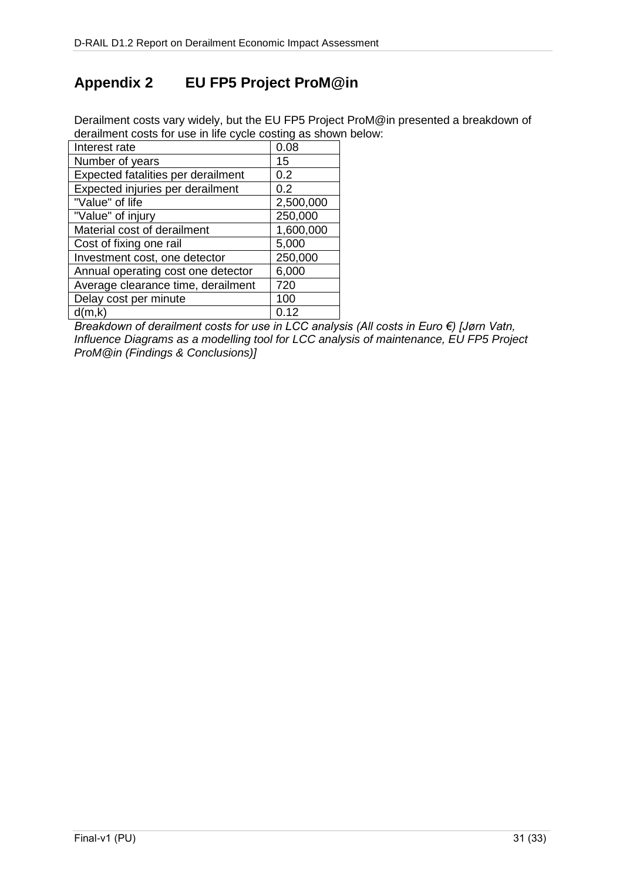## Appendix 2 EU FP5 Project ProM@in

Derailment costs vary widely, but the EU FP5 Project ProM@in presented a breakdown of derailment costs for use in life cycle costing as shown below:

| | |
|---|---|
| Interest rate | 0.08 |
| Number of years | 15 |
| Expected fatalities per derailment | 0.2 |
| Expected injuries per derailment | 0.2 |
| "Value" of life | 2,500,000 |
| "Value" of injury | 250,000 |
| Material cost of derailment | 1,600,000 |
| Cost of fixing one rail | 5,000 |
| Investment cost, one detector | 250,000 |
| Annual operating cost one detector | 6,000 |
| Average clearance time, derailment | 720 |
| Delay cost per minute | 100 |
| d(m,k) | 0.12 |

*Breakdown of derailment costs for use in LCC analysis (All costs in Euro €) [Jørn Vatn, Influence Diagrams as a modelling tool for LCC analysis of maintenance, EU FP5 Project ProM@in (Findings & Conclusions)]*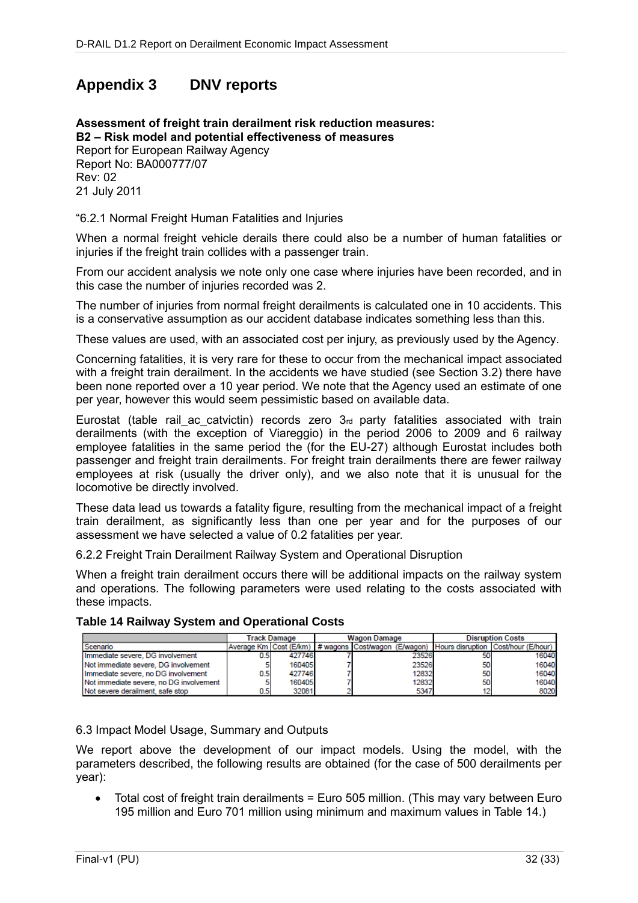# Appendix 3 DNV reports

**Assessment of freight train derailment risk reduction measures:**
**B2 – Risk model and potential effectiveness of measures**
Report for European Railway Agency
Report No: BA000777/07
Rev: 02
21 July 2011

"6.2.1 Normal Freight Human Fatalities and Injuries

When a normal freight vehicle derails there could also be a number of human fatalities or injuries if the freight train collides with a passenger train.

From our accident analysis we note only one case where injuries have been recorded, and in this case the number of injuries recorded was 2.

The number of injuries from normal freight derailments is calculated one in 10 accidents. This is a conservative assumption as our accident database indicates something less than this.

These values are used, with an associated cost per injury, as previously used by the Agency.

Concerning fatalities, it is very rare for these to occur from the mechanical impact associated with a freight train derailment. In the accidents we have studied (see Section 3.2) there have been none reported over a 10 year period. We note that the Agency used an estimate of one per year, however this would seem pessimistic based on available data.

Eurostat (table rail_ac_catvictin) records zero 3rd party fatalities associated with train derailments (with the exception of Viareggio) in the period 2006 to 2009 and 6 railway employee fatalities in the same period the (for the EU-27) although Eurostat includes both passenger and freight train derailments. For freight train derailments there are fewer railway employees at risk (usually the driver only), and we also note that it is unusual for the locomotive be directly involved.

These data lead us towards a fatality figure, resulting from the mechanical impact of a freight train derailment, as significantly less than one per year and for the purposes of our assessment we have selected a value of 0.2 fatalities per year.

6.2.2 Freight Train Derailment Railway System and Operational Disruption

When a freight train derailment occurs there will be additional impacts on the railway system and operations. The following parameters were used relating to the costs associated with these impacts.

**Table 14 Railway System and Operational Costs**

| | Track Damage | | Wagon Damage | | Disruption Costs | |
|---|---|---|---|---|---|---|
| Scenario | Average Km | Cost (E/km) | # wagons | Cost/wagon (E/wagon) | Hours disruption | Cost/hour (E/hour) |
| Immediate severe, DG involvement | 0.5 | 427746 | 7 | 23526 | 50 | 16040 |
| Not immediate severe, DG involvement | 5 | 160405 | 7 | 23526 | 50 | 16040 |
| Immediate severe, no DG involvement | 0.5 | 427746 | 7 | 12832 | 50 | 16040 |
| Not immediate severe, no DG involvement | 5 | 160405 | 7 | 12832 | 50 | 16040 |
| Not severe derailment, safe stop | 0.5 | 32081 | 2 | 5347 | 12 | 8020 |

6.3 Impact Model Usage, Summary and Outputs

We report above the development of our impact models. Using the model, with the parameters described, the following results are obtained (for the case of 500 derailments per year):

- Total cost of freight train derailments = Euro 505 million. (This may vary between Euro 195 million and Euro 701 million using minimum and maximum values in Table 14.)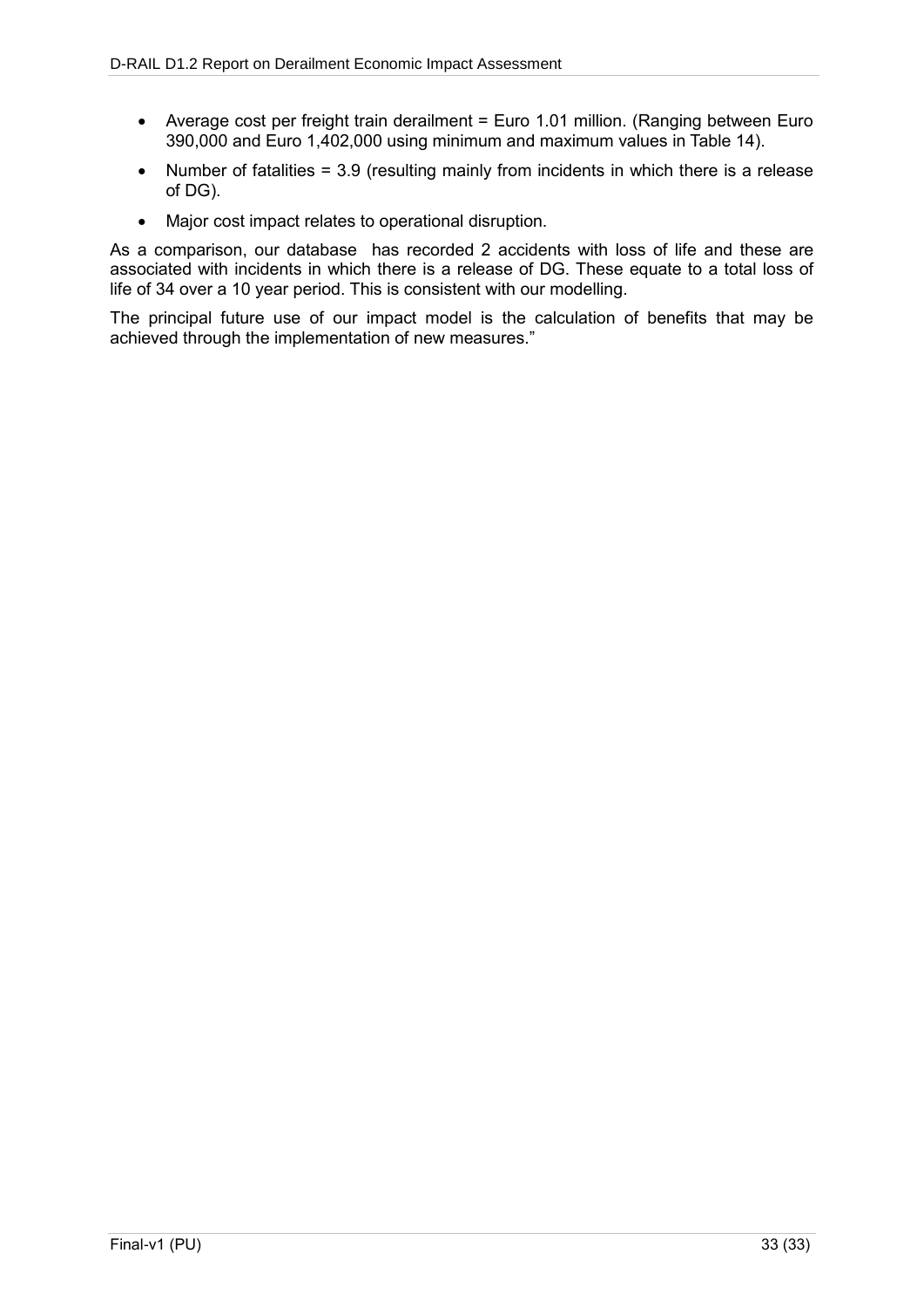- Average cost per freight train derailment = Euro 1.01 million. (Ranging between Euro 390,000 and Euro 1,402,000 using minimum and maximum values in Table 14).
- Number of fatalities = 3.9 (resulting mainly from incidents in which there is a release of DG).
- Major cost impact relates to operational disruption.

As a comparison, our database has recorded 2 accidents with loss of life and these are associated with incidents in which there is a release of DG. These equate to a total loss of life of 34 over a 10 year period. This is consistent with our modelling.

The principal future use of our impact model is the calculation of benefits that may be achieved through the implementation of new measures."